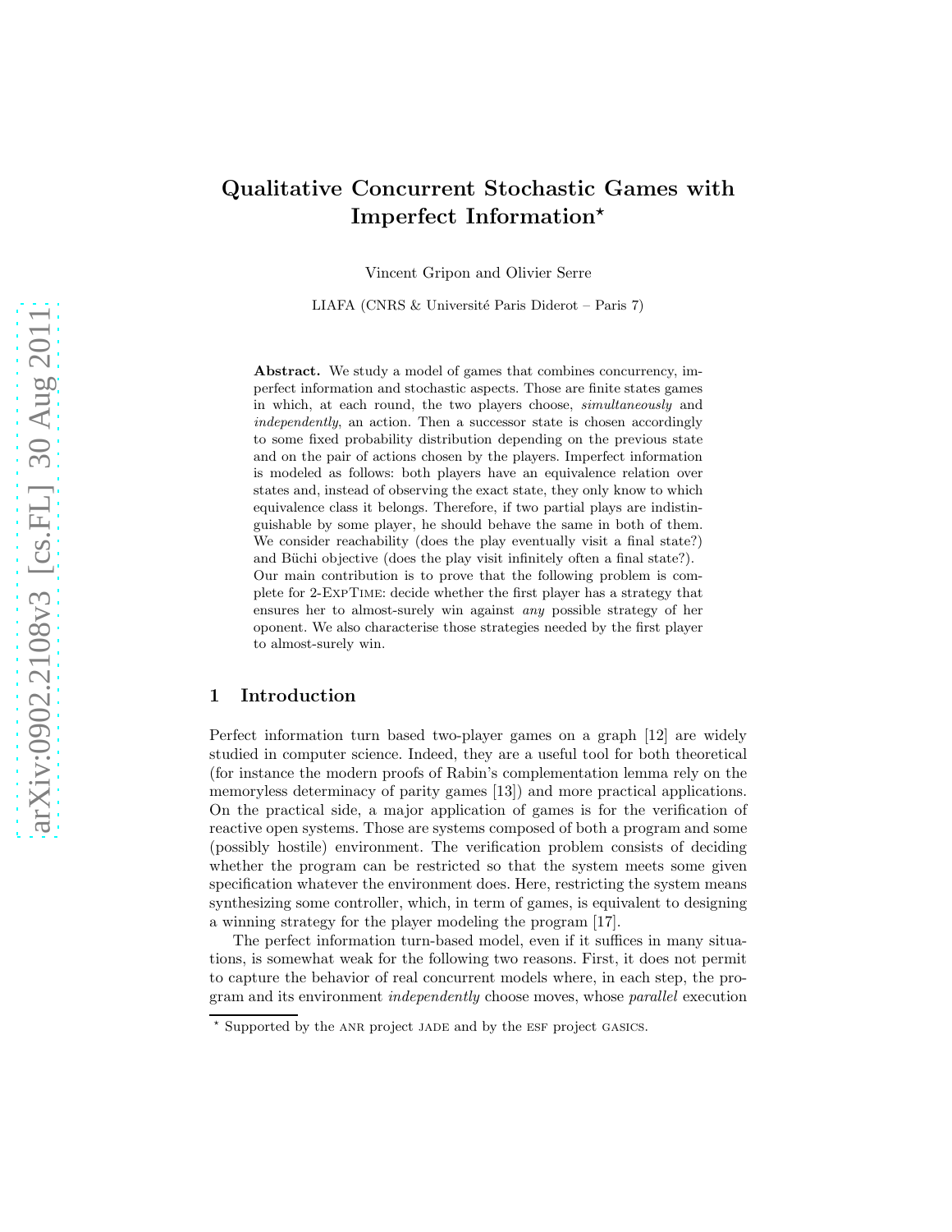# Qualitative Concurrent Stochastic Games with Imperfect Information*

Vincent Gripon and Olivier Serre

LIAFA (CNRS & Université Paris Diderot – Paris 7)

**Abstract.** We study a model of games that combines concurrency, imperfect information and stochastic aspects. Those are finite states games in which, at each round, the two players choose, *simultaneously* and *independently*, an action. Then a successor state is chosen accordingly to some fixed probability distribution depending on the previous state and on the pair of actions chosen by the players. Imperfect information is modeled as follows: both players have an equivalence relation over states and, instead of observing the exact state, they only know to which equivalence class it belongs. Therefore, if two partial plays are indistinguishable by some player, he should behave the same in both of them. We consider reachability (does the play eventually visit a final state?) and Büchi objective (does the play visit infinitely often a final state?). Our main contribution is to prove that the following problem is complete for 2-ExpTime: decide whether the first player has a strategy that ensures her to almost-surely win against *any* possible strategy of her oponent. We also characterise those strategies needed by the first player to almost-surely win.

## 1 Introduction

Perfect information turn based two-player games on a graph [12] are widely studied in computer science. Indeed, they are a useful tool for both theoretical (for instance the modern proofs of Rabin's complementation lemma rely on the memoryless determinacy of parity games [13]) and more practical applications. On the practical side, a major application of games is for the verification of reactive open systems. Those are systems composed of both a program and some (possibly hostile) environment. The verification problem consists of deciding whether the program can be restricted so that the system meets some given specification whatever the environment does. Here, restricting the system means synthesizing some controller, which, in term of games, is equivalent to designing a winning strategy for the player modeling the program [17].

The perfect information turn-based model, even if it suffices in many situations, is somewhat weak for the following two reasons. First, it does not permit to capture the behavior of real concurrent models where, in each step, the program and its environment *independently* choose moves, whose *parallel* execution

* Supported by the ANR project JADE and by the ESF project GASICS.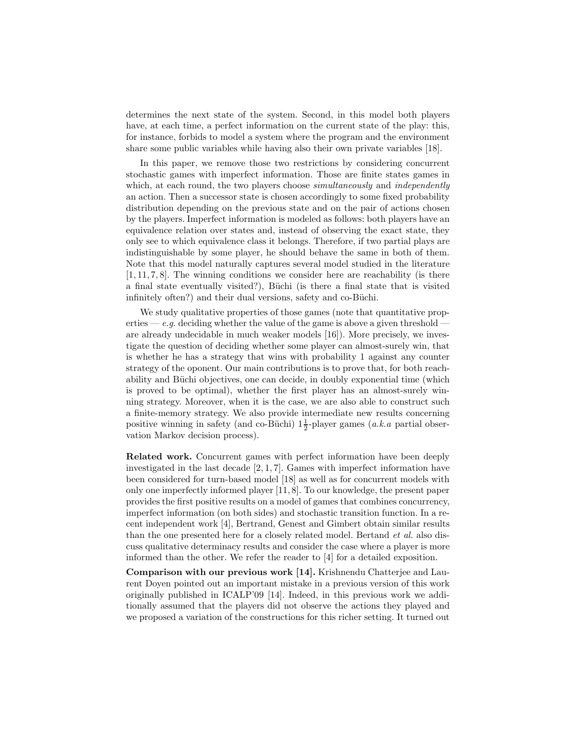determines the next state of the system. Second, in this model both players have, at each time, a perfect information on the current state of the play: this, for instance, forbids to model a system where the program and the environment share some public variables while having also their own private variables [18].

In this paper, we remove those two restrictions by considering concurrent stochastic games with imperfect information. Those are finite states games in which, at each round, the two players choose *simultaneously* and *independently* an action. Then a successor state is chosen accordingly to some fixed probability distribution depending on the previous state and on the pair of actions chosen by the players. Imperfect information is modeled as follows: both players have an equivalence relation over states and, instead of observing the exact state, they only see to which equivalence class it belongs. Therefore, if two partial plays are indistinguishable by some player, he should behave the same in both of them. Note that this model naturally captures several model studied in the literature [1, 11, 7, 8]. The winning conditions we consider here are reachability (is there a final state eventually visited?), Büchi (is there a final state that is visited infinitely often?) and their dual versions, safety and co-Büchi.

We study qualitative properties of those games (note that quantitative properties — *e.g.* deciding whether the value of the game is above a given threshold — are already undecidable in much weaker models [16]). More precisely, we investigate the question of deciding whether some player can almost-surely win, that is whether he has a strategy that wins with probability 1 against any counter strategy of the oponent. Our main contributions is to prove that, for both reachability and Büchi objectives, one can decide, in doubly exponential time (which is proved to be optimal), whether the first player has an almost-surely winning strategy. Moreover, when it is the case, we are also able to construct such a finite-memory strategy. We also provide intermediate new results concerning positive winning in safety (and co-Büchi) $1\frac{1}{2}$-player games (*a.k.a* partial observation Markov decision process).

**Related work.** Concurrent games with perfect information have been deeply investigated in the last decade [2, 1, 7]. Games with imperfect information have been considered for turn-based model [18] as well as for concurrent models with only one imperfectly informed player [11, 8]. To our knowledge, the present paper provides the first positive results on a model of games that combines concurrency, imperfect information (on both sides) and stochastic transition function. In a recent independent work [4], Bertrand, Genest and Gimbert obtain similar results than the one presented here for a closely related model. Bertand *et al.* also discuss qualitative determinacy results and consider the case where a player is more informed than the other. We refer the reader to [4] for a detailed exposition.

**Comparison with our previous work [14].** Krishnendu Chatterjee and Laurent Doyen pointed out an important mistake in a previous version of this work originally published in ICALP'09 [14]. Indeed, in this previous work we additionally assumed that the players did not observe the actions they played and we proposed a variation of the constructions for this richer setting. It turned out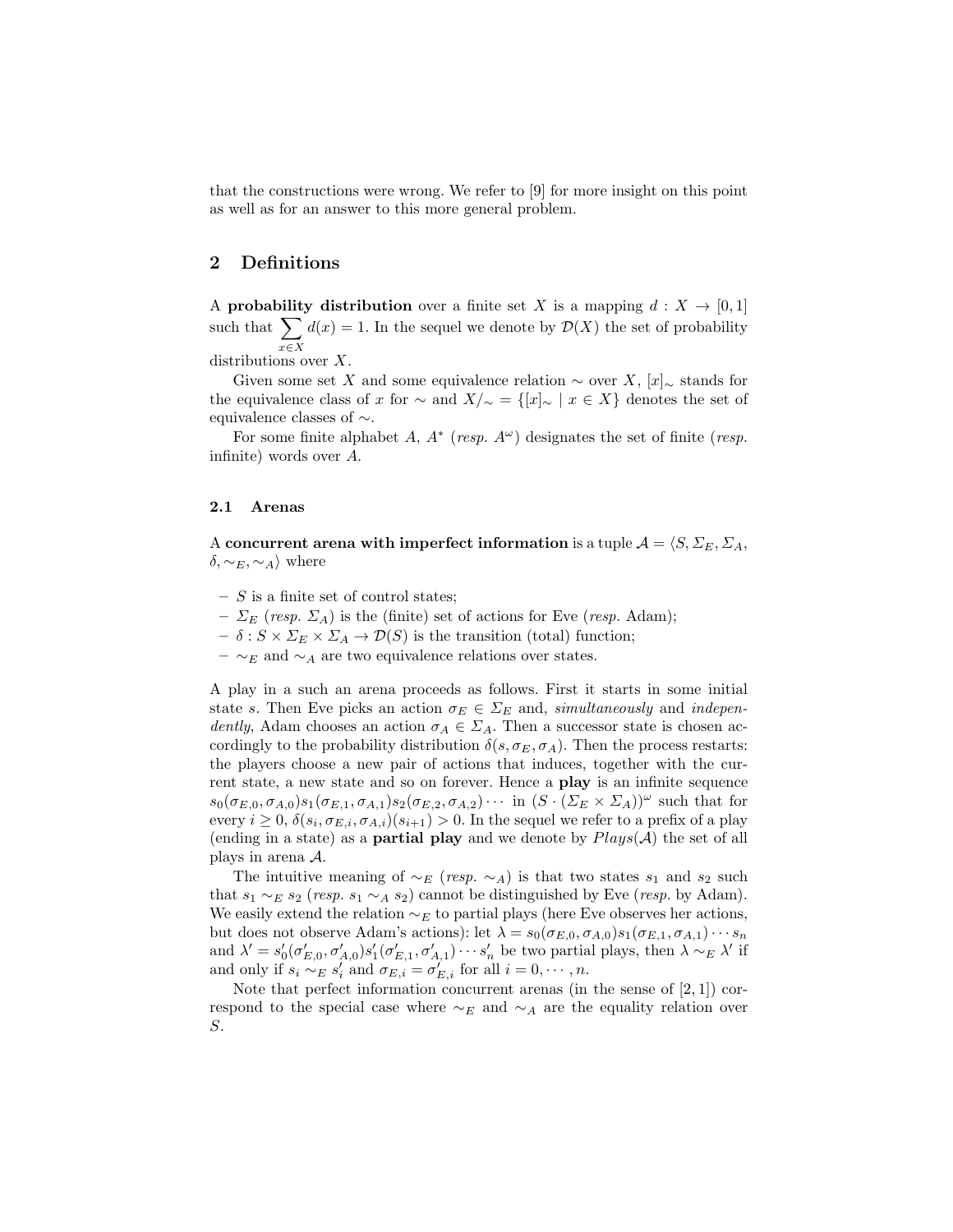that the constructions were wrong. We refer to [9] for more insight on this point as well as for an answer to this more general problem.

## 2 Definitions

A **probability distribution** over a finite set $X$ is a mapping $d : X \to [0,1]$ such that $\sum_{x \in X} d(x) = 1$. In the sequel we denote by $\mathcal{D}(X)$ the set of probability distributions over $X$.

Given some set $X$ and some equivalence relation $\sim$ over $X$, $[x]_\sim$ stands for the equivalence class of $x$ for $\sim$ and $X/_\sim = \{[x]_\sim \mid x \in X\}$ denotes the set of equivalence classes of $\sim$.

For some finite alphabet $A$, $A^*$ (*resp.* $A^\omega$) designates the set of finite (*resp.* infinite) words over $A$.

### 2.1 Arenas

A **concurrent arena with imperfect information** is a tuple $\mathcal{A} = \langle S, \Sigma_E, \Sigma_A, \delta, \sim_E, \sim_A \rangle$ where

- $S$ is a finite set of control states;
- $\Sigma_E$ (*resp.* $\Sigma_A$) is the (finite) set of actions for Eve (*resp.* Adam);
- $\delta : S \times \Sigma_E \times \Sigma_A \to \mathcal{D}(S)$ is the transition (total) function;
- $\sim_E$ and $\sim_A$ are two equivalence relations over states.

A play in a such an arena proceeds as follows. First it starts in some initial state $s$. Then Eve picks an action $\sigma_E \in \Sigma_E$ and, *simultaneously* and *independently*, Adam chooses an action $\sigma_A \in \Sigma_A$. Then a successor state is chosen accordingly to the probability distribution $\delta(s, \sigma_E, \sigma_A)$. Then the process restarts: the players choose a new pair of actions that induces, together with the current state, a new state and so on forever. Hence a **play** is an infinite sequence $s_0(\sigma_{E,0}, \sigma_{A,0})s_1(\sigma_{E,1}, \sigma_{A,1})s_2(\sigma_{E,2}, \sigma_{A,2}) \cdots$ in $(S \cdot (\Sigma_E \times \Sigma_A))^\omega$ such that for every $i \geq 0$, $\delta(s_i, \sigma_{E,i}, \sigma_{A,i})(s_{i+1}) > 0$. In the sequel we refer to a prefix of a play (ending in a state) as a **partial play** and we denote by $Plays(\mathcal{A})$ the set of all plays in arena $\mathcal{A}$.

The intuitive meaning of $\sim_E$ (*resp.* $\sim_A$) is that two states $s_1$ and $s_2$ such that $s_1 \sim_E s_2$ (*resp.* $s_1 \sim_A s_2$) cannot be distinguished by Eve (*resp.* by Adam). We easily extend the relation $\sim_E$ to partial plays (here Eve observes her actions, but does not observe Adam's actions): let $\lambda = s_0(\sigma_{E,0}, \sigma_{A,0})s_1(\sigma_{E,1}, \sigma_{A,1}) \cdots s_n$ and $\lambda' = s'_0(\sigma'_{E,0}, \sigma'_{A,0})s'_1(\sigma'_{E,1}, \sigma'_{A,1}) \cdots s'_n$ be two partial plays, then $\lambda \sim_E \lambda'$ if and only if $s_i \sim_E s'_i$ and $\sigma_{E,i} = \sigma'_{E,i}$ for all $i = 0, \cdots, n$.

Note that perfect information concurrent arenas (in the sense of [2, 1]) correspond to the special case where $\sim_E$ and $\sim_A$ are the equality relation over $S$.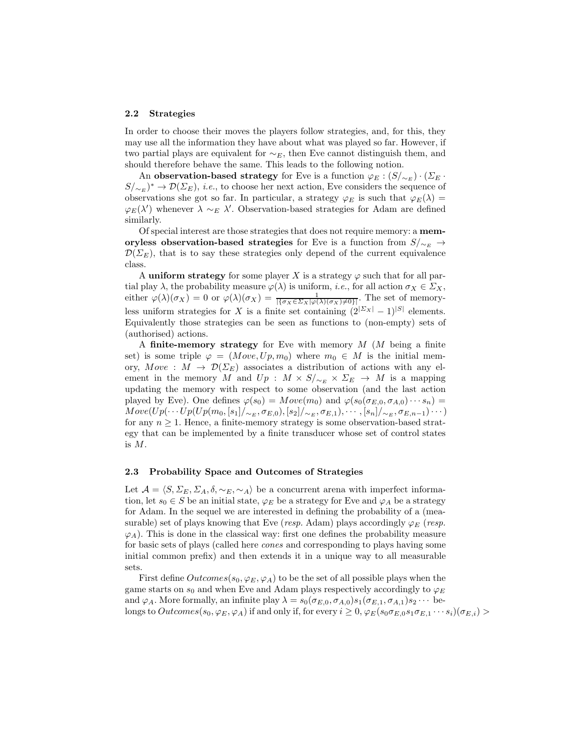### 2.2 Strategies

In order to choose their moves the players follow strategies, and, for this, they may use all the information they have about what was played so far. However, if two partial plays are equivalent for $\sim_E$, then Eve cannot distinguish them, and should therefore behave the same. This leads to the following notion.

An **observation-based strategy** for Eve is a function $\varphi_E : (S/_{\sim_E}) \cdot (\Sigma_E \cdot S/_{\sim_E})^* \to \mathcal{D}(\Sigma_E)$, *i.e.*, to choose her next action, Eve considers the sequence of observations she got so far. In particular, a strategy $\varphi_E$ is such that $\varphi_E(\lambda) = \varphi_E(\lambda')$ whenever $\lambda \sim_E \lambda'$. Observation-based strategies for Adam are defined similarly.

Of special interest are those strategies that does not require memory: a **memoryless observation-based strategies** for Eve is a function from $S/_{\sim_E} \to \mathcal{D}(\Sigma_E)$, that is to say these strategies only depend of the current equivalence class.

A **uniform strategy** for some player $X$ is a strategy $\varphi$ such that for all partial play $\lambda$, the probability measure $\varphi(\lambda)$ is uniform, *i.e.*, for all action $\sigma_X \in \Sigma_X$, either $\varphi(\lambda)(\sigma_X) = 0$ or $\varphi(\lambda)(\sigma_X) = \frac{1}{|\{\sigma_X \in \Sigma_X | \varphi(\lambda)(\sigma_X) \neq 0\}|}$. The set of memoryless uniform strategies for $X$ is a finite set containing $(2^{|\Sigma_X|} - 1)^{|S|}$ elements. Equivalently those strategies can be seen as functions to (non-empty) sets of (authorised) actions.

A **finite-memory strategy** for Eve with memory $M$ ($M$ being a finite set) is some triple $\varphi = (Move, Up, m_0)$ where $m_0 \in M$ is the initial memory, $Move : M \to \mathcal{D}(\Sigma_E)$ associates a distribution of actions with any element in the memory $M$ and $Up : M \times S/_{\sim_E} \times \Sigma_E \to M$ is a mapping updating the memory with respect to some observation (and the last action played by Eve). One defines $\varphi(s_0) = Move(m_0)$ and $\varphi(s_0(\sigma_{E,0}, \sigma_{A,0}) \cdots s_n) = Move(Up(\cdots Up(Up(m_0, [s_1]/_{\sim_E}, \sigma_{E,0}), [s_2]/_{\sim_E}, \sigma_{E,1}), \cdots, [s_n]/_{\sim_E}, \sigma_{E,n-1}) \cdots)$ for any $n \geq 1$. Hence, a finite-memory strategy is some observation-based strategy that can be implemented by a finite transducer whose set of control states is $M$.

### 2.3 Probability Space and Outcomes of Strategies

Let $\mathcal{A} = \langle S, \Sigma_E, \Sigma_A, \delta, \sim_E, \sim_A \rangle$ be a concurrent arena with imperfect information, let $s_0 \in S$ be an initial state, $\varphi_E$ be a strategy for Eve and $\varphi_A$ be a strategy for Adam. In the sequel we are interested in defining the probability of a (measurable) set of plays knowing that Eve (*resp.* Adam) plays accordingly $\varphi_E$ (*resp.* $\varphi_A$). This is done in the classical way: first one defines the probability measure for basic sets of plays (called here *cones* and corresponding to plays having some initial common prefix) and then extends it in a unique way to all measurable sets.

First define $Outcomes(s_0, \varphi_E, \varphi_A)$ to be the set of all possible plays when the game starts on $s_0$ and when Eve and Adam plays respectively accordingly to $\varphi_E$ and $\varphi_A$. More formally, an infinite play $\lambda = s_0(\sigma_{E,0}, \sigma_{A,0})s_1(\sigma_{E,1}, \sigma_{A,1})s_2 \cdots$ belongs to $Outcomes(s_0, \varphi_E, \varphi_A)$ if and only if, for every $i \geq 0$, $\varphi_E(s_0\sigma_{E,0}s_1\sigma_{E,1} \cdots s_i)(\sigma_{E,i}) >$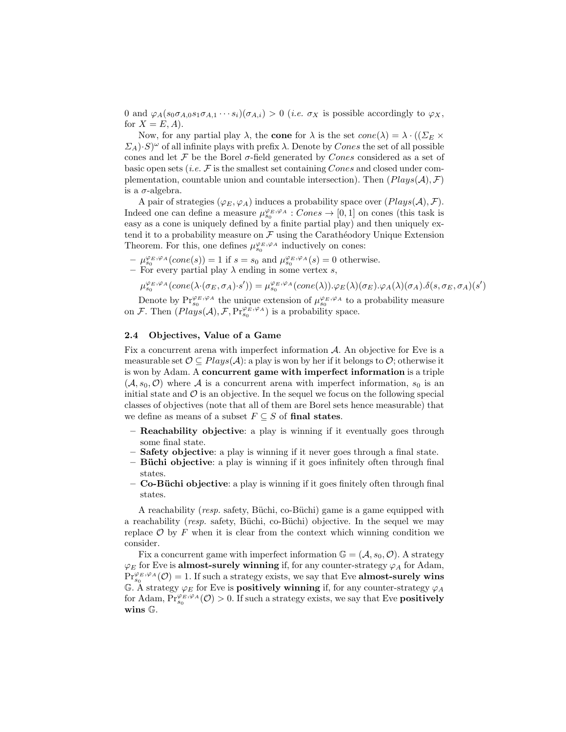0 and $\varphi_A(s_0\sigma_{A,0}s_1\sigma_{A,1}\cdots s_i)(\sigma_{A,i}) > 0$ (*i.e.* $\sigma_X$ is possible accordingly to $\varphi_X$, for $X = E, A$).

Now, for any partial play $\lambda$, the **cone** for $\lambda$ is the set $cone(\lambda) = \lambda \cdot ((\Sigma_E \times \Sigma_A)\cdot S)^\omega$ of all infinite plays with prefix $\lambda$. Denote by $Cones$ the set of all possible cones and let $\mathcal{F}$ be the Borel $\sigma$-field generated by $Cones$ considered as a set of basic open sets (*i.e.* $\mathcal{F}$ is the smallest set containing $Cones$ and closed under complementation, countable union and countable intersection). Then $(Plays(\mathcal{A}), \mathcal{F})$ is a $\sigma$-algebra.

A pair of strategies $(\varphi_E, \varphi_A)$ induces a probability space over $(Plays(\mathcal{A}), \mathcal{F})$. Indeed one can define a measure $\mu_{s_0}^{\varphi_E,\varphi_A} : Cones \to [0,1]$ on cones (this task is easy as a cone is uniquely defined by a finite partial play) and then uniquely extend it to a probability measure on $\mathcal{F}$ using the Carathéodory Unique Extension Theorem. For this, one defines $\mu_{s_0}^{\varphi_E,\varphi_A}$ inductively on cones:

- $\mu_{s_0}^{\varphi_E,\varphi_A}(cone(s)) = 1$ if $s = s_0$ and $\mu_{s_0}^{\varphi_E,\varphi_A}(s) = 0$ otherwise.
- For every partial play $\lambda$ ending in some vertex $s$,

$$\mu_{s_0}^{\varphi_E,\varphi_A}(cone(\lambda\cdot(\sigma_E,\sigma_A)\cdot s')) = \mu_{s_0}^{\varphi_E,\varphi_A}(cone(\lambda)).\varphi_E(\lambda)(\sigma_E).\varphi_A(\lambda)(\sigma_A).\delta(s,\sigma_E,\sigma_A)(s')$$

Denote by $\Pr_{s_0}^{\varphi_E,\varphi_A}$ the unique extension of $\mu_{s_0}^{\varphi_E,\varphi_A}$ to a probability measure on $\mathcal{F}$. Then $(Plays(\mathcal{A}), \mathcal{F}, \Pr_{s_0}^{\varphi_E,\varphi_A})$ is a probability space.

### 2.4 Objectives, Value of a Game

Fix a concurrent arena with imperfect information $\mathcal{A}$. An objective for Eve is a measurable set $\mathcal{O} \subseteq Plays(\mathcal{A})$: a play is won by her if it belongs to $\mathcal{O}$; otherwise it is won by Adam. A **concurrent game with imperfect information** is a triple $(\mathcal{A}, s_0, \mathcal{O})$ where $\mathcal{A}$ is a concurrent arena with imperfect information, $s_0$ is an initial state and $\mathcal{O}$ is an objective. In the sequel we focus on the following special classes of objectives (note that all of them are Borel sets hence measurable) that we define as means of a subset $F \subseteq S$ of **final states**.

- **Reachability objective**: a play is winning if it eventually goes through some final state.
- **Safety objective**: a play is winning if it never goes through a final state.
- **Büchi objective**: a play is winning if it goes infinitely often through final states.
- **Co-Büchi objective**: a play is winning if it goes finitely often through final states.

A reachability (*resp.* safety, Büchi, co-Büchi) game is a game equipped with a reachability (*resp.* safety, Büchi, co-Büchi) objective. In the sequel we may replace $\mathcal{O}$ by $F$ when it is clear from the context which winning condition we consider.

Fix a concurrent game with imperfect information $\mathbb{G} = (\mathcal{A}, s_0, \mathcal{O})$. A strategy $\varphi_E$ for Eve is **almost-surely winning** if, for any counter-strategy $\varphi_A$ for Adam, $\Pr_{s_0}^{\varphi_E,\varphi_A}(\mathcal{O}) = 1$. If such a strategy exists, we say that Eve **almost-surely wins** $\mathbb{G}$. A strategy $\varphi_E$ for Eve is **positively winning** if, for any counter-strategy $\varphi_A$ for Adam, $\Pr_{s_0}^{\varphi_E,\varphi_A}(\mathcal{O}) > 0$. If such a strategy exists, we say that Eve **positively wins** $\mathbb{G}$.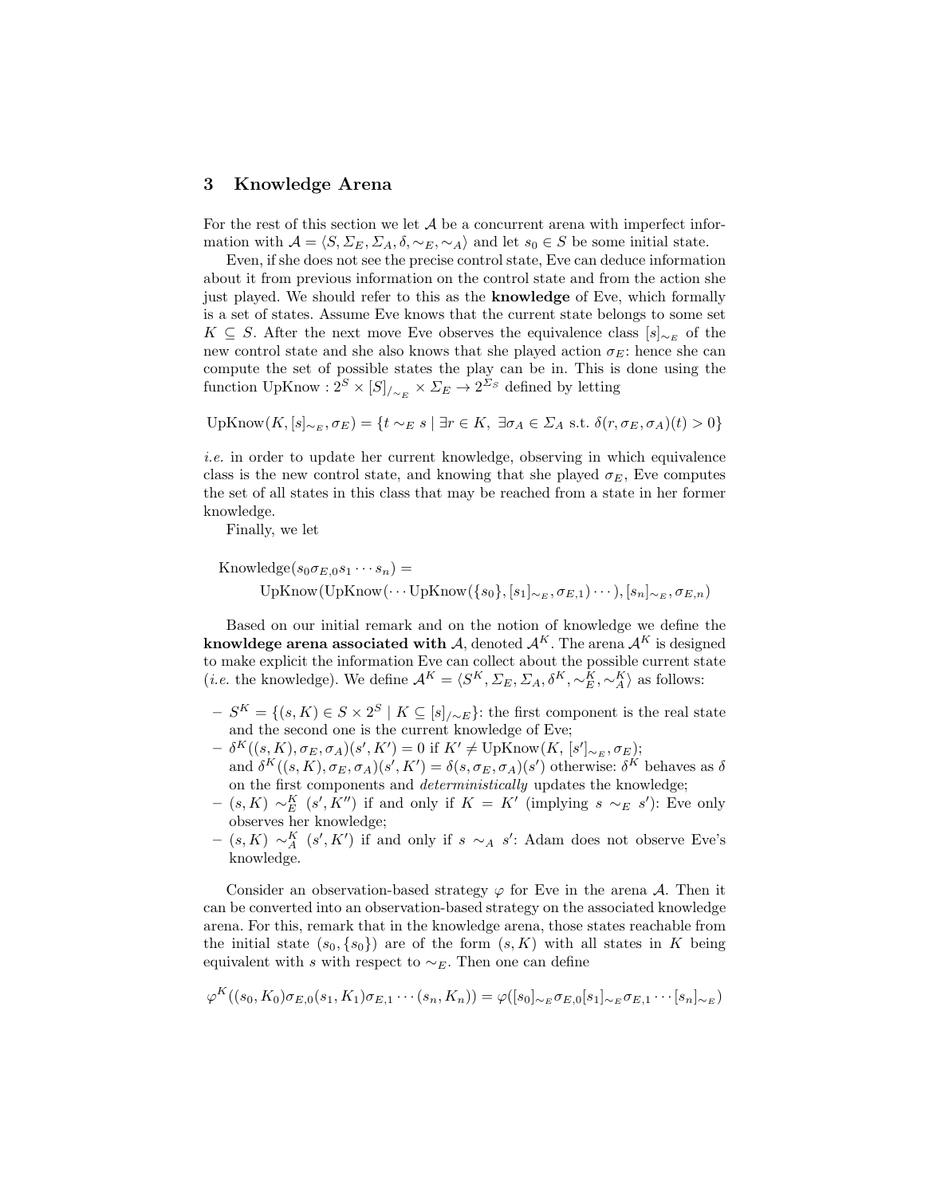## 3 Knowledge Arena

For the rest of this section we let $\mathcal{A}$ be a concurrent arena with imperfect information with $\mathcal{A} = \langle S, \Sigma_E, \Sigma_A, \delta, \sim_E, \sim_A \rangle$ and let $s_0 \in S$ be some initial state.

Even, if she does not see the precise control state, Eve can deduce information about it from previous information on the control state and from the action she just played. We should refer to this as the **knowledge** of Eve, which formally is a set of states. Assume Eve knows that the current state belongs to some set $K \subseteq S$. After the next move Eve observes the equivalence class $[s]_{\sim_E}$ of the new control state and she also knows that she played action $\sigma_E$: hence she can compute the set of possible states the play can be in. This is done using the function $\text{UpKnow} : 2^S \times [S]_{/\sim_E} \times \Sigma_E \to 2^{\Sigma_S}$ defined by letting

$$\text{UpKnow}(K, [s]_{\sim_E}, \sigma_E) = \{t \sim_E s \mid \exists r \in K,\ \exists \sigma_A \in \Sigma_A \text{ s.t. } \delta(r, \sigma_E, \sigma_A)(t) > 0\}$$

*i.e.* in order to update her current knowledge, observing in which equivalence class is the new control state, and knowing that she played $\sigma_E$, Eve computes the set of all states in this class that may be reached from a state in her former knowledge.

Finally, we let

$$\text{Knowledge}(s_0 \sigma_{E,0} s_1 \cdots s_n) = \text{UpKnow}(\text{UpKnow}(\cdots \text{UpKnow}(\{s_0\}, [s_1]_{\sim_E}, \sigma_{E,1}) \cdots), [s_n]_{\sim_E}, \sigma_{E,n})$$

Based on our initial remark and on the notion of knowledge we define the **knowldege arena associated with** $\mathcal{A}$, denoted $\mathcal{A}^K$. The arena $\mathcal{A}^K$ is designed to make explicit the information Eve can collect about the possible current state (*i.e.* the knowledge). We define $\mathcal{A}^K = \langle S^K, \Sigma_E, \Sigma_A, \delta^K, \sim_E^K, \sim_A^K \rangle$ as follows:

- $S^K = \{(s, K) \in S \times 2^S \mid K \subseteq [s]_{/\sim E}\}$: the first component is the real state and the second one is the current knowledge of Eve;
- $\delta^K((s, K), \sigma_E, \sigma_A)(s', K') = 0$ if $K' \neq \text{UpKnow}(K, [s']_{\sim_E}, \sigma_E)$; and $\delta^K((s, K), \sigma_E, \sigma_A)(s', K') = \delta(s, \sigma_E, \sigma_A)(s')$ otherwise: $\delta^K$ behaves as $\delta$ on the first components and *deterministically* updates the knowledge;
- $(s, K) \sim_E^K (s', K'')$ if and only if $K = K'$ (implying $s \sim_E s'$): Eve only observes her knowledge;
- $(s, K) \sim_A^K (s', K')$ if and only if $s \sim_A s'$: Adam does not observe Eve's knowledge.

Consider an observation-based strategy $\varphi$ for Eve in the arena $\mathcal{A}$. Then it can be converted into an observation-based strategy on the associated knowledge arena. For this, remark that in the knowledge arena, those states reachable from the initial state $(s_0, \{s_0\})$ are of the form $(s, K)$ with all states in $K$ being equivalent with $s$ with respect to $\sim_E$. Then one can define

$$\varphi^K((s_0, K_0)\sigma_{E,0}(s_1, K_1)\sigma_{E,1} \cdots (s_n, K_n)) = \varphi([s_0]_{\sim_E}\sigma_{E,0}[s_1]_{\sim_E}\sigma_{E,1} \cdots [s_n]_{\sim_E})$$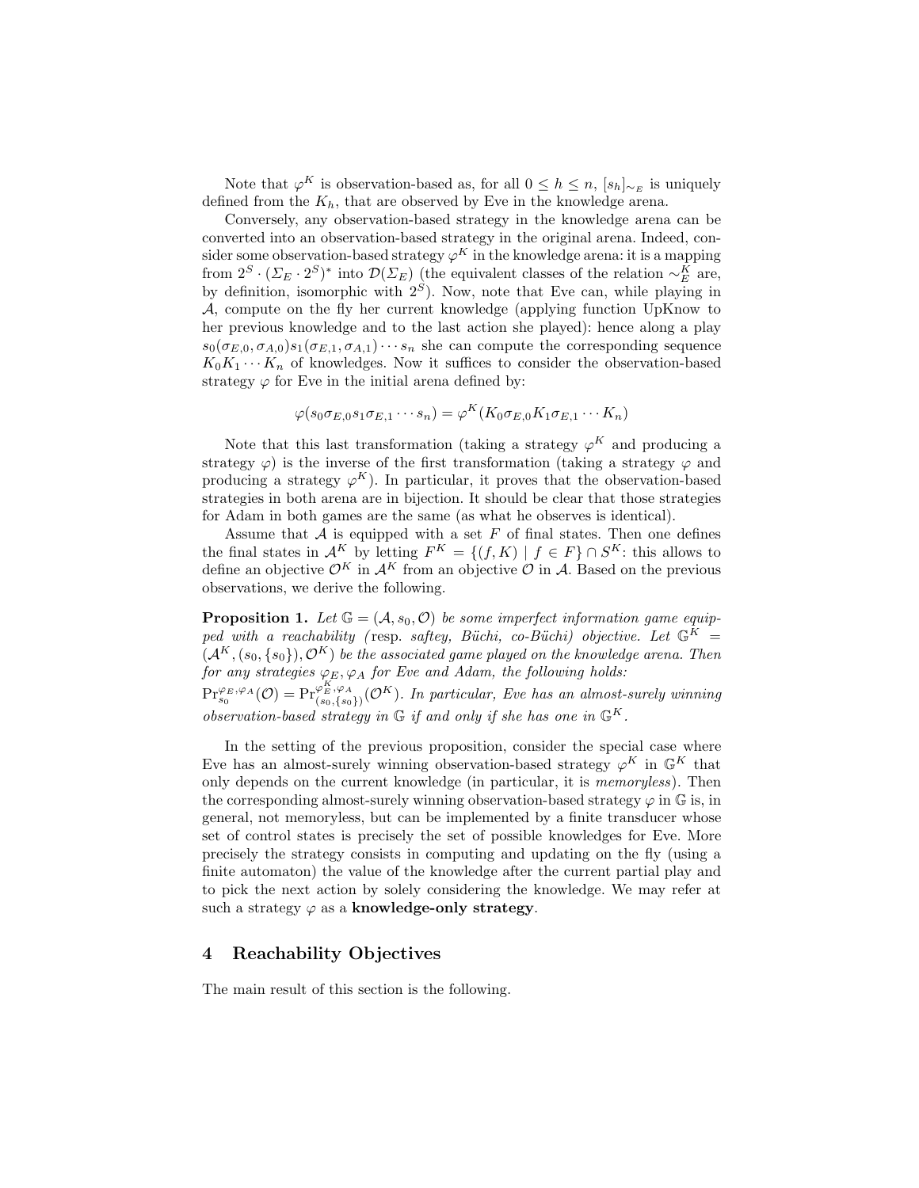Note that $\varphi^K$ is observation-based as, for all $0 \leq h \leq n$, $[s_h]_{\sim_E}$ is uniquely defined from the $K_h$, that are observed by Eve in the knowledge arena.

Conversely, any observation-based strategy in the knowledge arena can be converted into an observation-based strategy in the original arena. Indeed, consider some observation-based strategy $\varphi^K$ in the knowledge arena: it is a mapping from $2^S \cdot (\Sigma_E \cdot 2^S)^*$ into $\mathcal{D}(\Sigma_E)$ (the equivalent classes of the relation $\sim_E^K$ are, by definition, isomorphic with $2^S$). Now, note that Eve can, while playing in $\mathcal{A}$, compute on the fly her current knowledge (applying function UpKnow to her previous knowledge and to the last action she played): hence along a play $s_0(\sigma_{E,0}, \sigma_{A,0})s_1(\sigma_{E,1}, \sigma_{A,1}) \cdots s_n$ she can compute the corresponding sequence $K_0 K_1 \cdots K_n$ of knowledges. Now it suffices to consider the observation-based strategy $\varphi$ for Eve in the initial arena defined by:

$$\varphi(s_0 \sigma_{E,0} s_1 \sigma_{E,1} \cdots s_n) = \varphi^K(K_0 \sigma_{E,0} K_1 \sigma_{E,1} \cdots K_n)$$

Note that this last transformation (taking a strategy $\varphi^K$ and producing a strategy $\varphi$) is the inverse of the first transformation (taking a strategy $\varphi$ and producing a strategy $\varphi^K$). In particular, it proves that the observation-based strategies in both arena are in bijection. It should be clear that those strategies for Adam in both games are the same (as what he observes is identical).

Assume that $\mathcal{A}$ is equipped with a set $F$ of final states. Then one defines the final states in $\mathcal{A}^K$ by letting $F^K = \{(f, K) \mid f \in F\} \cap S^K$: this allows to define an objective $\mathcal{O}^K$ in $\mathcal{A}^K$ from an objective $\mathcal{O}$ in $\mathcal{A}$. Based on the previous observations, we derive the following.

**Proposition 1.** *Let $\mathbb{G} = (\mathcal{A}, s_0, \mathcal{O})$ be some imperfect information game equipped with a reachability (*resp. *saftey, Büchi, co-Büchi) objective. Let $\mathbb{G}^K = (\mathcal{A}^K, (s_0, \{s_0\}), \mathcal{O}^K)$ be the associated game played on the knowledge arena. Then for any strategies $\varphi_E, \varphi_A$ for Eve and Adam, the following holds: $\Pr_{s_0}^{\varphi_E, \varphi_A}(\mathcal{O}) = \Pr_{(s_0, \{s_0\})}^{\varphi_E^K, \varphi_A}(\mathcal{O}^K)$. In particular, Eve has an almost-surely winning observation-based strategy in $\mathbb{G}$ if and only if she has one in $\mathbb{G}^K$.*

In the setting of the previous proposition, consider the special case where Eve has an almost-surely winning observation-based strategy $\varphi^K$ in $\mathbb{G}^K$ that only depends on the current knowledge (in particular, it is *memoryless*). Then the corresponding almost-surely winning observation-based strategy $\varphi$ in $\mathbb{G}$ is, in general, not memoryless, but can be implemented by a finite transducer whose set of control states is precisely the set of possible knowledges for Eve. More precisely the strategy consists in computing and updating on the fly (using a finite automaton) the value of the knowledge after the current partial play and to pick the next action by solely considering the knowledge. We may refer at such a strategy $\varphi$ as a **knowledge-only strategy**.

## 4 Reachability Objectives

The main result of this section is the following.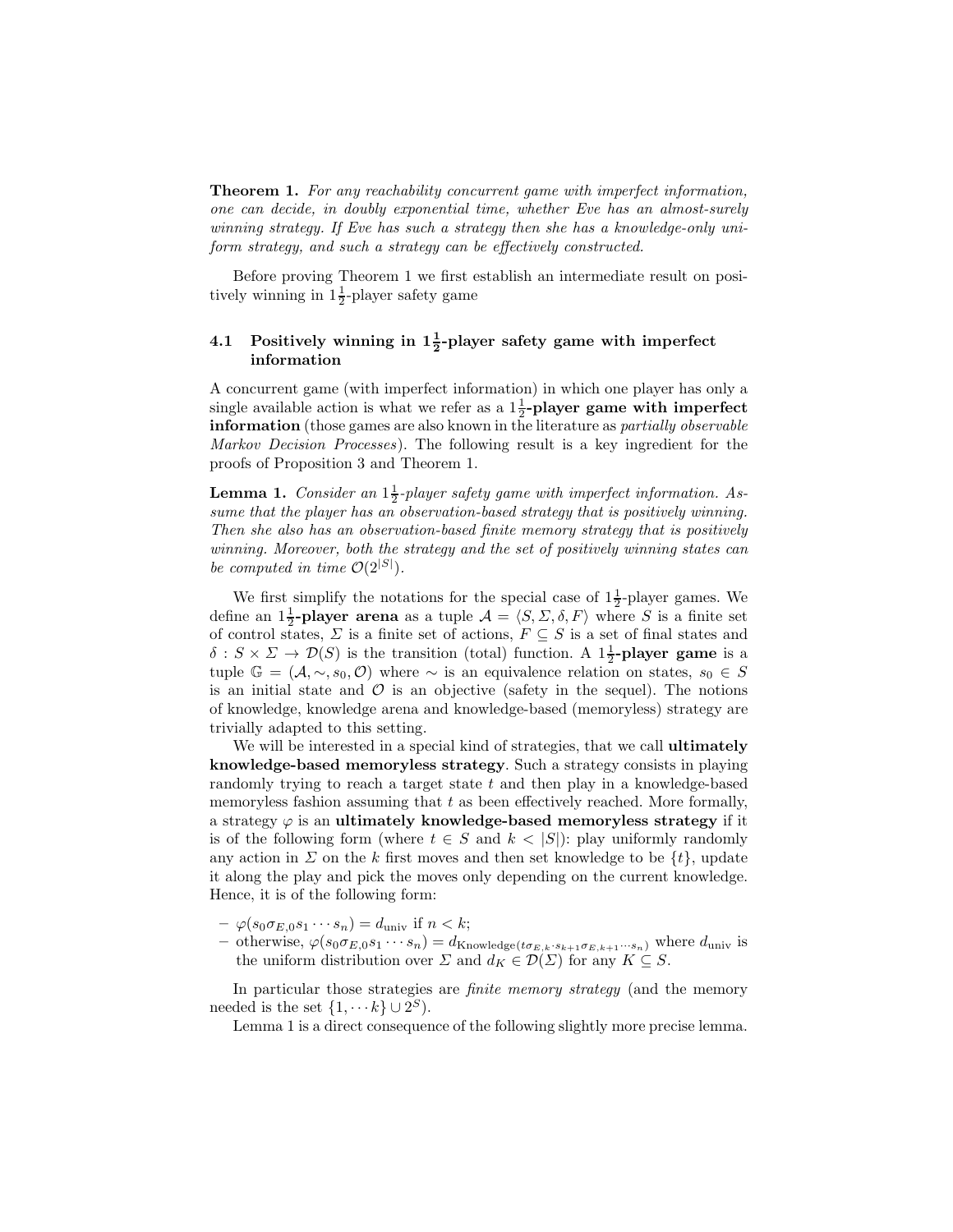**Theorem 1.** *For any reachability concurrent game with imperfect information, one can decide, in doubly exponential time, whether Eve has an almost-surely winning strategy. If Eve has such a strategy then she has a knowledge-only uniform strategy, and such a strategy can be effectively constructed.*

Before proving Theorem 1 we first establish an intermediate result on positively winning in $1\frac{1}{2}$-player safety game

### 4.1 Positively winning in $1\frac{1}{2}$-player safety game with imperfect information

A concurrent game (with imperfect information) in which one player has only a single available action is what we refer as a $1\frac{1}{2}$**-player game with imperfect information** (those games are also known in the literature as *partially observable Markov Decision Processes*). The following result is a key ingredient for the proofs of Proposition 3 and Theorem 1.

**Lemma 1.** *Consider an $1\frac{1}{2}$-player safety game with imperfect information. Assume that the player has an observation-based strategy that is positively winning. Then she also has an observation-based finite memory strategy that is positively winning. Moreover, both the strategy and the set of positively winning states can be computed in time $\mathcal{O}(2^{|S|})$.*

We first simplify the notations for the special case of $1\frac{1}{2}$-player games. We define an $1\frac{1}{2}$**-player arena** as a tuple $\mathcal{A} = \langle S, \Sigma, \delta, F\rangle$ where $S$ is a finite set of control states, $\Sigma$ is a finite set of actions, $F \subseteq S$ is a set of final states and $\delta : S \times \Sigma \to \mathcal{D}(S)$ is the transition (total) function. A $1\frac{1}{2}$**-player game** is a tuple $\mathbb{G} = (\mathcal{A}, \sim, s_0, \mathcal{O})$ where $\sim$ is an equivalence relation on states, $s_0 \in S$ is an initial state and $\mathcal{O}$ is an objective (safety in the sequel). The notions of knowledge, knowledge arena and knowledge-based (memoryless) strategy are trivially adapted to this setting.

We will be interested in a special kind of strategies, that we call **ultimately knowledge-based memoryless strategy**. Such a strategy consists in playing randomly trying to reach a target state $t$ and then play in a knowledge-based memoryless fashion assuming that $t$ as been effectively reached. More formally, a strategy $\varphi$ is an **ultimately knowledge-based memoryless strategy** if it is of the following form (where $t \in S$ and $k < |S|$): play uniformly randomly any action in $\Sigma$ on the $k$ first moves and then set knowledge to be $\{t\}$, update it along the play and pick the moves only depending on the current knowledge. Hence, it is of the following form:

- $\varphi(s_0\sigma_{E,0}s_1 \cdots s_n) = d_{\text{univ}}$ if $n < k$;
- otherwise, $\varphi(s_0\sigma_{E,0}s_1 \cdots s_n) = d_{\text{Knowledge}(t\sigma_{E,k} \cdot s_{k+1}\sigma_{E,k+1} \cdots s_n)}$ where $d_{\text{univ}}$ is the uniform distribution over $\Sigma$ and $d_K \in \mathcal{D}(\Sigma)$ for any $K \subseteq S$.

In particular those strategies are *finite memory strategy* (and the memory needed is the set $\{1, \cdots k\} \cup 2^S$).

Lemma 1 is a direct consequence of the following slightly more precise lemma.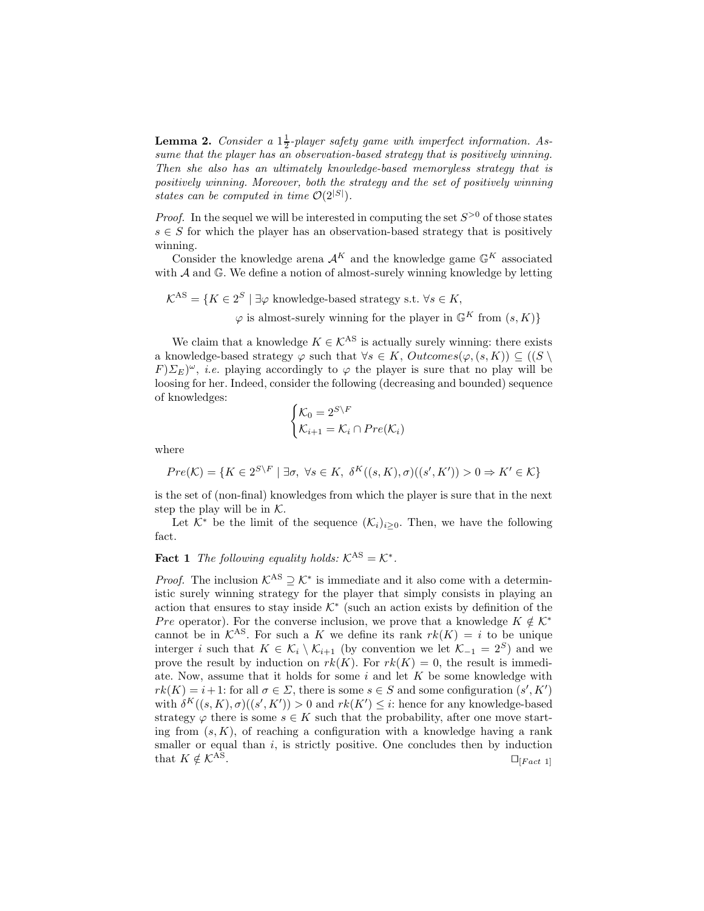**Lemma 2.** *Consider a $1\frac{1}{2}$-player safety game with imperfect information. Assume that the player has an observation-based strategy that is positively winning. Then she also has an ultimately knowledge-based memoryless strategy that is positively winning. Moreover, both the strategy and the set of positively winning states can be computed in time $\mathcal{O}(2^{|S|})$.*

*Proof.* In the sequel we will be interested in computing the set $S^{>0}$ of those states $s \in S$ for which the player has an observation-based strategy that is positively winning.

Consider the knowledge arena $\mathcal{A}^K$ and the knowledge game $\mathbb{G}^K$ associated with $\mathcal{A}$ and $\mathbb{G}$. We define a notion of almost-surely winning knowledge by letting

$$\mathcal{K}^{\text{AS}} = \{K \in 2^S \mid \exists \varphi \text{ knowledge-based strategy s.t. } \forall s \in K,$$
$$\varphi \text{ is almost-surely winning for the player in } \mathbb{G}^K \text{ from } (s, K)\}$$

We claim that a knowledge $K \in \mathcal{K}^{\text{AS}}$ is actually surely winning: there exists a knowledge-based strategy $\varphi$ such that $\forall s \in K$, $Outcomes(\varphi, (s, K)) \subseteq ((S \setminus F)\Sigma_E)^\omega$, *i.e.* playing accordingly to $\varphi$ the player is sure that no play will be loosing for her. Indeed, consider the following (decreasing and bounded) sequence of knowledges:

$$\begin{cases} \mathcal{K}_0 = 2^{S \setminus F} \\ \mathcal{K}_{i+1} = \mathcal{K}_i \cap Pre(\mathcal{K}_i) \end{cases}$$

where

$$Pre(\mathcal{K}) = \{K \in 2^{S \setminus F} \mid \exists \sigma, \ \forall s \in K, \ \delta^K((s, K), \sigma)((s', K')) > 0 \Rightarrow K' \in \mathcal{K}\}$$

is the set of (non-final) knowledges from which the player is sure that in the next step the play will be in $\mathcal{K}$.

Let $\mathcal{K}^*$ be the limit of the sequence $(\mathcal{K}_i)_{i \geq 0}$. Then, we have the following fact.

**Fact 1** *The following equality holds: $\mathcal{K}^{\text{AS}} = \mathcal{K}^*$.*

*Proof.* The inclusion $\mathcal{K}^{\text{AS}} \supseteq \mathcal{K}^*$ is immediate and it also come with a deterministic surely winning strategy for the player that simply consists in playing an action that ensures to stay inside $\mathcal{K}^*$ (such an action exists by definition of the $Pre$ operator). For the converse inclusion, we prove that a knowledge $K \notin \mathcal{K}^*$ cannot be in $\mathcal{K}^{\text{AS}}$. For such a $K$ we define its rank $rk(K) = i$ to be unique interger $i$ such that $K \in \mathcal{K}_i \setminus \mathcal{K}_{i+1}$ (by convention we let $\mathcal{K}_{-1} = 2^S$) and we prove the result by induction on $rk(K)$. For $rk(K) = 0$, the result is immediate. Now, assume that it holds for some $i$ and let $K$ be some knowledge with $rk(K) = i+1$: for all $\sigma \in \Sigma$, there is some $s \in S$ and some configuration $(s', K')$ with $\delta^K((s, K), \sigma)((s', K')) > 0$ and $rk(K') \leq i$: hence for any knowledge-based strategy $\varphi$ there is some $s \in K$ such that the probability, after one move starting from $(s, K)$, of reaching a configuration with a knowledge having a rank smaller or equal than $i$, is strictly positive. One concludes then by induction that $K \notin \mathcal{K}^{\text{AS}}$. $\square_{[Fact\ 1]}$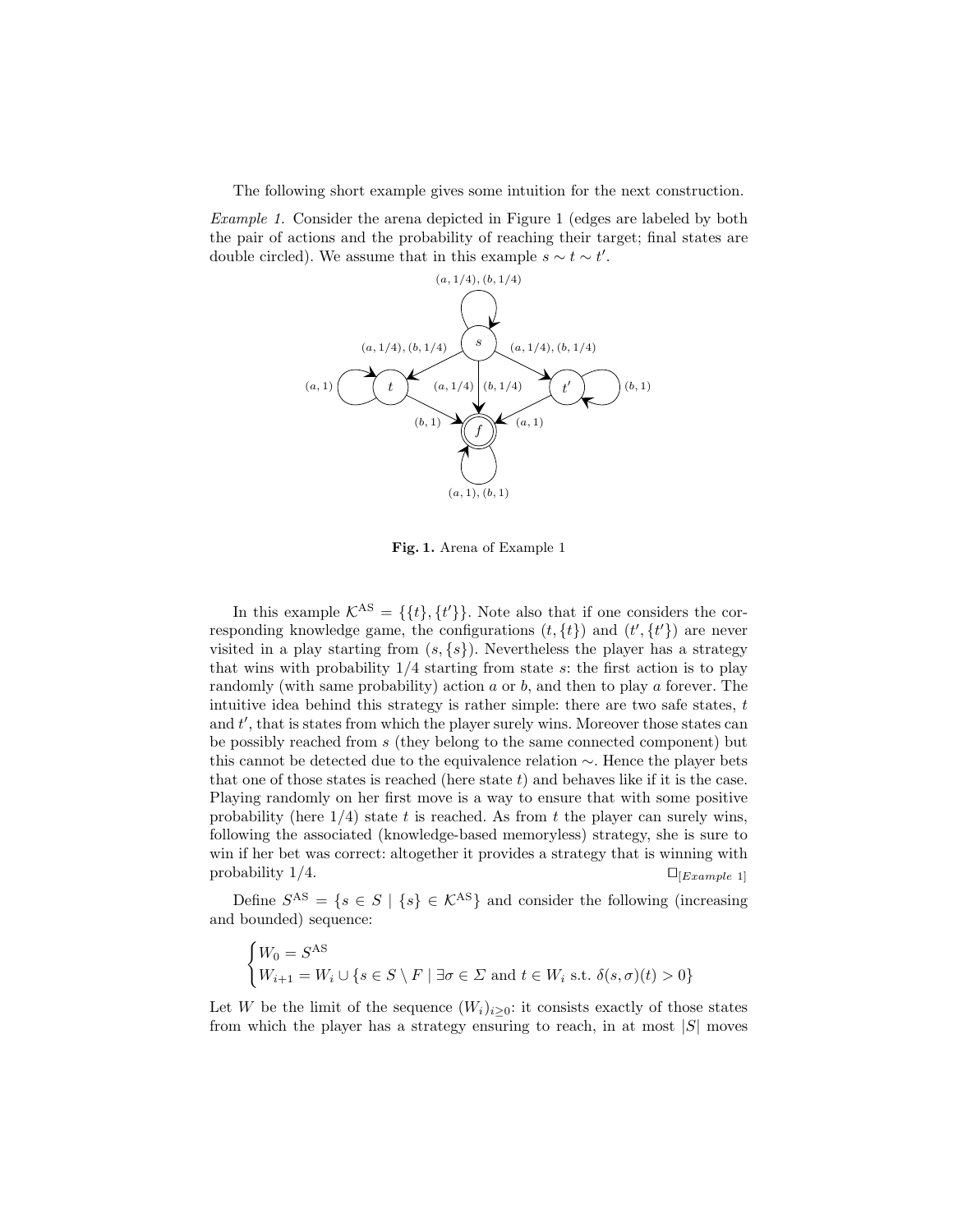The following short example gives some intuition for the next construction.

*Example 1.* Consider the arena depicted in Figure 1 (edges are labeled by both the pair of actions and the probability of reaching their target; final states are double circled). We assume that in this example $s \sim t \sim t'$.

**Fig. 1.** Arena of Example 1

In this example $\mathcal{K}^{\mathrm{AS}} = \{\{t\}, \{t'\}\}$. Note also that if one considers the corresponding knowledge game, the configurations $(t, \{t\})$ and $(t', \{t'\})$ are never visited in a play starting from $(s, \{s\})$. Nevertheless the player has a strategy that wins with probability $1/4$ starting from state $s$: the first action is to play randomly (with same probability) action $a$ or $b$, and then to play $a$ forever. The intuitive idea behind this strategy is rather simple: there are two safe states, $t$ and $t'$, that is states from which the player surely wins. Moreover those states can be possibly reached from $s$ (they belong to the same connected component) but this cannot be detected due to the equivalence relation $\sim$. Hence the player bets that one of those states is reached (here state $t$) and behaves like if it is the case. Playing randomly on her first move is a way to ensure that with some positive probability (here $1/4$) state $t$ is reached. As from $t$ the player can surely wins, following the associated (knowledge-based memoryless) strategy, she is sure to win if her bet was correct: altogether it provides a strategy that is winning with probability $1/4$. $\Box_{[Example\ 1]}$

Define $S^{\mathrm{AS}} = \{s \in S \mid \{s\} \in \mathcal{K}^{\mathrm{AS}}\}$ and consider the following (increasing and bounded) sequence:

$$\begin{cases} W_0 = S^{\mathrm{AS}} \\ W_{i+1} = W_i \cup \{s \in S \setminus F \mid \exists \sigma \in \Sigma \text{ and } t \in W_i \text{ s.t. } \delta(s, \sigma)(t) > 0\} \end{cases}$$

Let $W$ be the limit of the sequence $(W_i)_{i \geq 0}$: it consists exactly of those states from which the player has a strategy ensuring to reach, in at most $|S|$ moves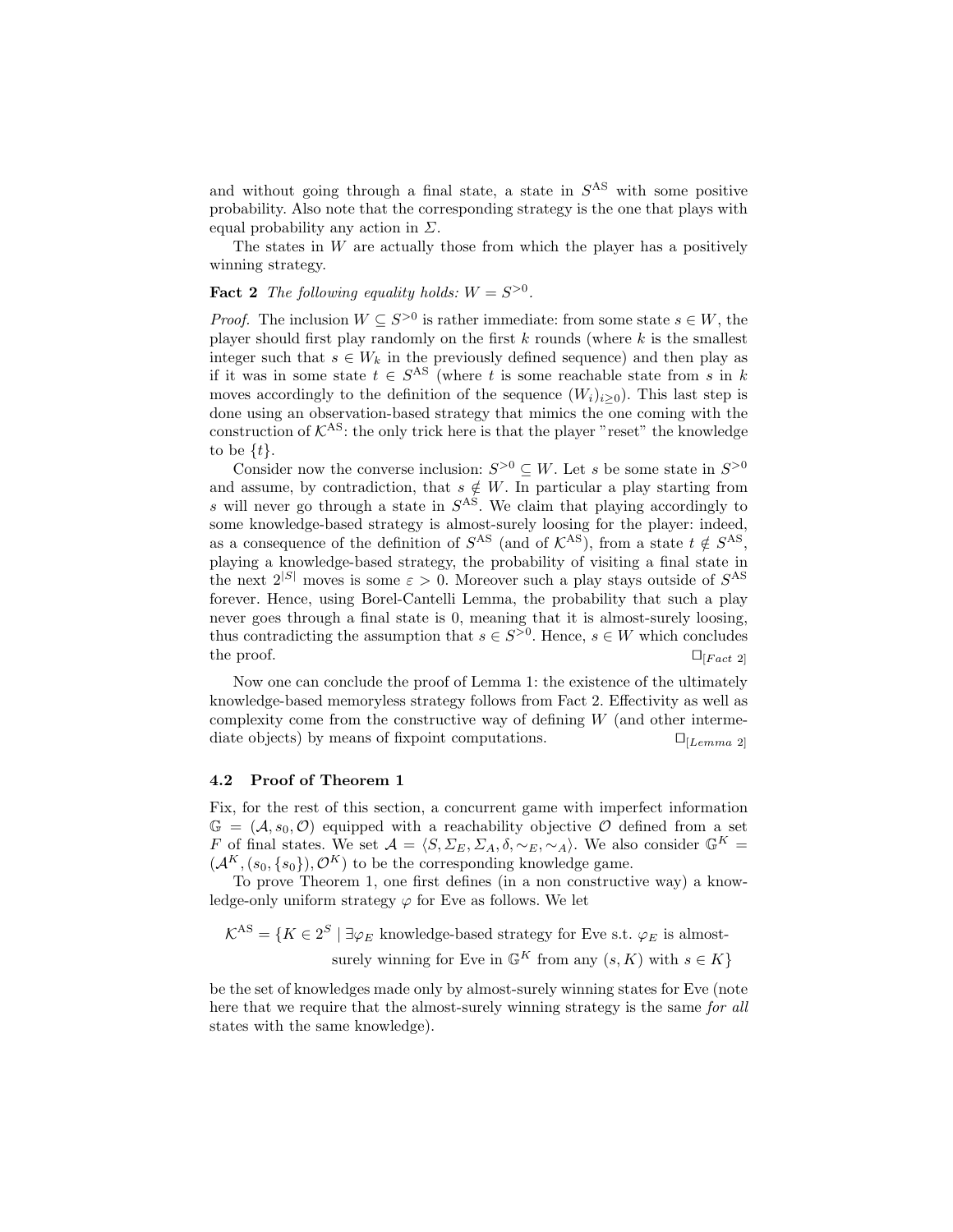and without going through a final state, a state in $S^{\mathrm{AS}}$ with some positive probability. Also note that the corresponding strategy is the one that plays with equal probability any action in $\Sigma$.

The states in $W$ are actually those from which the player has a positively winning strategy.

**Fact 2** *The following equality holds:* $W = S^{>0}$.

*Proof.* The inclusion $W \subseteq S^{>0}$ is rather immediate: from some state $s \in W$, the player should first play randomly on the first $k$ rounds (where $k$ is the smallest integer such that $s \in W_k$ in the previously defined sequence) and then play as if it was in some state $t \in S^{\mathrm{AS}}$ (where $t$ is some reachable state from $s$ in $k$ moves accordingly to the definition of the sequence $(W_i)_{i \geq 0}$). This last step is done using an observation-based strategy that mimics the one coming with the construction of $\mathcal{K}^{\mathrm{AS}}$: the only trick here is that the player "reset" the knowledge to be $\{t\}$.

Consider now the converse inclusion: $S^{>0} \subseteq W$. Let $s$ be some state in $S^{>0}$ and assume, by contradiction, that $s \notin W$. In particular a play starting from $s$ will never go through a state in $S^{\mathrm{AS}}$. We claim that playing accordingly to some knowledge-based strategy is almost-surely loosing for the player: indeed, as a consequence of the definition of $S^{\mathrm{AS}}$ (and of $\mathcal{K}^{\mathrm{AS}}$), from a state $t \notin S^{\mathrm{AS}}$, playing a knowledge-based strategy, the probability of visiting a final state in the next $2^{|S|}$ moves is some $\varepsilon > 0$. Moreover such a play stays outside of $S^{\mathrm{AS}}$ forever. Hence, using Borel-Cantelli Lemma, the probability that such a play never goes through a final state is 0, meaning that it is almost-surely loosing, thus contradicting the assumption that $s \in S^{>0}$. Hence, $s \in W$ which concludes the proof. $\square_{[Fact\ 2]}$

Now one can conclude the proof of Lemma 1: the existence of the ultimately knowledge-based memoryless strategy follows from Fact 2. Effectivity as well as complexity come from the constructive way of defining $W$ (and other intermediate objects) by means of fixpoint computations. $\square_{[Lemma\ 2]}$

### 4.2 Proof of Theorem 1

Fix, for the rest of this section, a concurrent game with imperfect information $\mathbb{G} = (\mathcal{A}, s_0, \mathcal{O})$ equipped with a reachability objective $\mathcal{O}$ defined from a set $F$ of final states. We set $\mathcal{A} = \langle S, \Sigma_E, \Sigma_A, \delta, \sim_E, \sim_A \rangle$. We also consider $\mathbb{G}^K = (\mathcal{A}^K, (s_0, \{s_0\}), \mathcal{O}^K)$ to be the corresponding knowledge game.

To prove Theorem 1, one first defines (in a non constructive way) a knowledge-only uniform strategy $\varphi$ for Eve as follows. We let

$$\mathcal{K}^{\mathrm{AS}} = \{K \in 2^S \mid \exists \varphi_E \text{ knowledge-based strategy for Eve s.t. } \varphi_E \text{ is almost-surely winning for Eve in } \mathbb{G}^K \text{ from any } (s, K) \text{ with } s \in K\}$$

be the set of knowledges made only by almost-surely winning states for Eve (note here that we require that the almost-surely winning strategy is the same *for all* states with the same knowledge).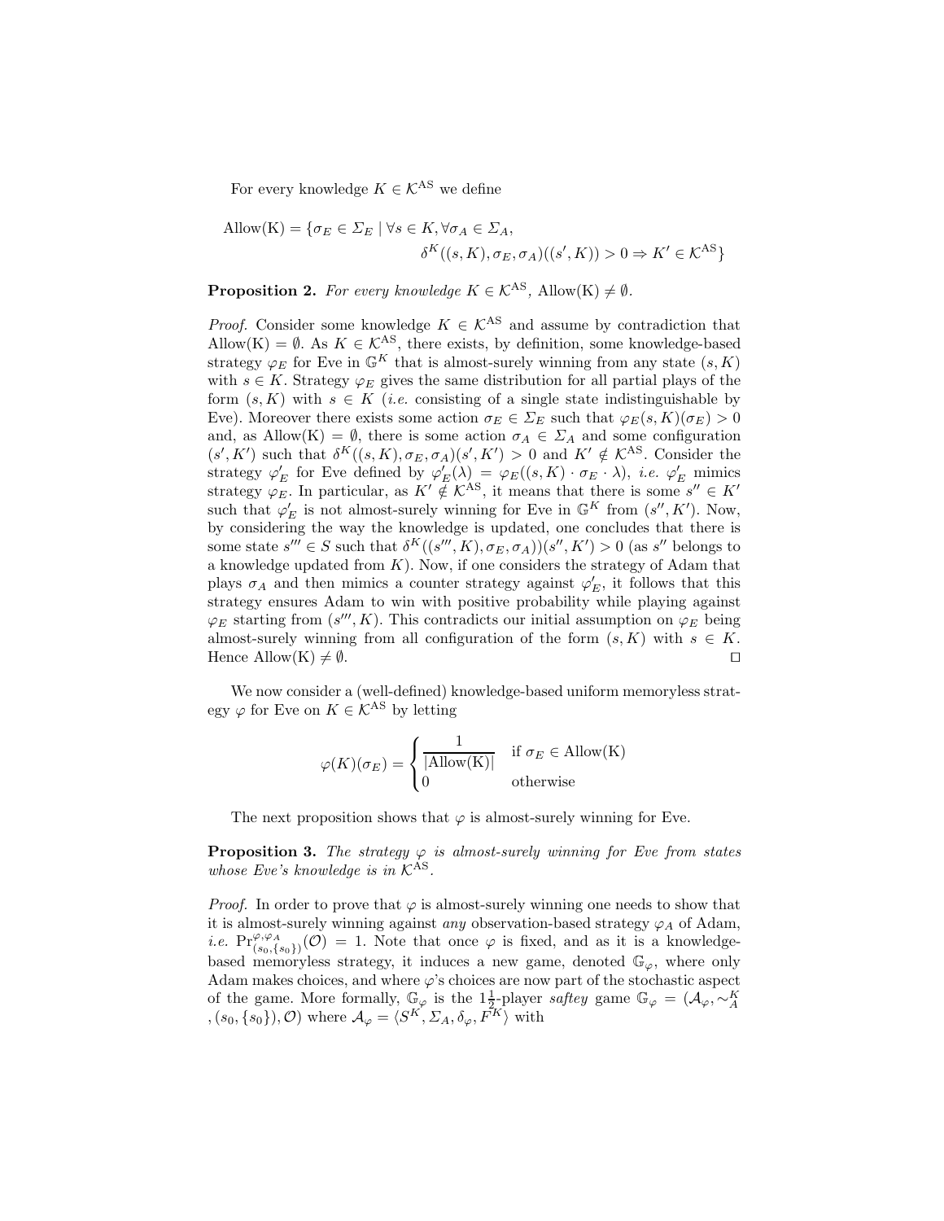For every knowledge $K \in \mathcal{K}^{\mathrm{AS}}$ we define

$$\mathrm{Allow(K)} = \{\sigma_E \in \Sigma_E \mid \forall s \in K, \forall \sigma_A \in \Sigma_A,$$
$$\delta^K((s,K),\sigma_E,\sigma_A)((s',K)) > 0 \Rightarrow K' \in \mathcal{K}^{\mathrm{AS}}\}$$

**Proposition 2.** *For every knowledge $K \in \mathcal{K}^{\mathrm{AS}}$, $\mathrm{Allow(K)} \neq \emptyset$.*

*Proof.* Consider some knowledge $K \in \mathcal{K}^{\mathrm{AS}}$ and assume by contradiction that $\mathrm{Allow(K)} = \emptyset$. As $K \in \mathcal{K}^{\mathrm{AS}}$, there exists, by definition, some knowledge-based strategy $\varphi_E$ for Eve in $\mathbb{G}^K$ that is almost-surely winning from any state $(s,K)$ with $s \in K$. Strategy $\varphi_E$ gives the same distribution for all partial plays of the form $(s,K)$ with $s \in K$ (*i.e.* consisting of a single state indistinguishable by Eve). Moreover there exists some action $\sigma_E \in \Sigma_E$ such that $\varphi_E(s,K)(\sigma_E) > 0$ and, as $\mathrm{Allow(K)} = \emptyset$, there is some action $\sigma_A \in \Sigma_A$ and some configuration $(s',K')$ such that $\delta^K((s,K),\sigma_E,\sigma_A)(s',K') > 0$ and $K' \notin \mathcal{K}^{\mathrm{AS}}$. Consider the strategy $\varphi'_E$ for Eve defined by $\varphi'_E(\lambda) = \varphi_E((s,K)\cdot\sigma_E\cdot\lambda)$, *i.e.* $\varphi'_E$ mimics strategy $\varphi_E$. In particular, as $K' \notin \mathcal{K}^{\mathrm{AS}}$, it means that there is some $s'' \in K'$ such that $\varphi'_E$ is not almost-surely winning for Eve in $\mathbb{G}^K$ from $(s'',K')$. Now, by considering the way the knowledge is updated, one concludes that there is some state $s''' \in S$ such that $\delta^K((s''',K),\sigma_E,\sigma_A))(s'',K') > 0$ (as $s''$ belongs to a knowledge updated from $K$). Now, if one considers the strategy of Adam that plays $\sigma_A$ and then mimics a counter strategy against $\varphi'_E$, it follows that this strategy ensures Adam to win with positive probability while playing against $\varphi_E$ starting from $(s''',K)$. This contradicts our initial assumption on $\varphi_E$ being almost-surely winning from all configuration of the form $(s,K)$ with $s \in K$. Hence $\mathrm{Allow(K)} \neq \emptyset$. ◻

We now consider a (well-defined) knowledge-based uniform memoryless strategy $\varphi$ for Eve on $K \in \mathcal{K}^{\mathrm{AS}}$ by letting

$$\varphi(K)(\sigma_E) = \begin{cases} \dfrac{1}{|\mathrm{Allow(K)}|} & \text{if } \sigma_E \in \mathrm{Allow(K)} \\ 0 & \text{otherwise} \end{cases}$$

The next proposition shows that $\varphi$ is almost-surely winning for Eve.

**Proposition 3.** *The strategy $\varphi$ is almost-surely winning for Eve from states whose Eve's knowledge is in $\mathcal{K}^{\mathrm{AS}}$.*

*Proof.* In order to prove that $\varphi$ is almost-surely winning one needs to show that it is almost-surely winning against *any* observation-based strategy $\varphi_A$ of Adam, *i.e.* $\mathrm{Pr}^{\varphi,\varphi_A}_{(s_0,\{s_0\})}(\mathcal{O}) = 1$. Note that once $\varphi$ is fixed, and as it is a knowledge-based memoryless strategy, it induces a new game, denoted $\mathbb{G}_\varphi$, where only Adam makes choices, and where $\varphi$'s choices are now part of the stochastic aspect of the game. More formally, $\mathbb{G}_\varphi$ is the $1\frac{1}{2}$-player *saftey* game $\mathbb{G}_\varphi = (\mathcal{A}_\varphi, \sim^K_A, (s_0,\{s_0\}), \mathcal{O})$ where $\mathcal{A}_\varphi = \langle S^K, \Sigma_A, \delta_\varphi, F^K\rangle$ with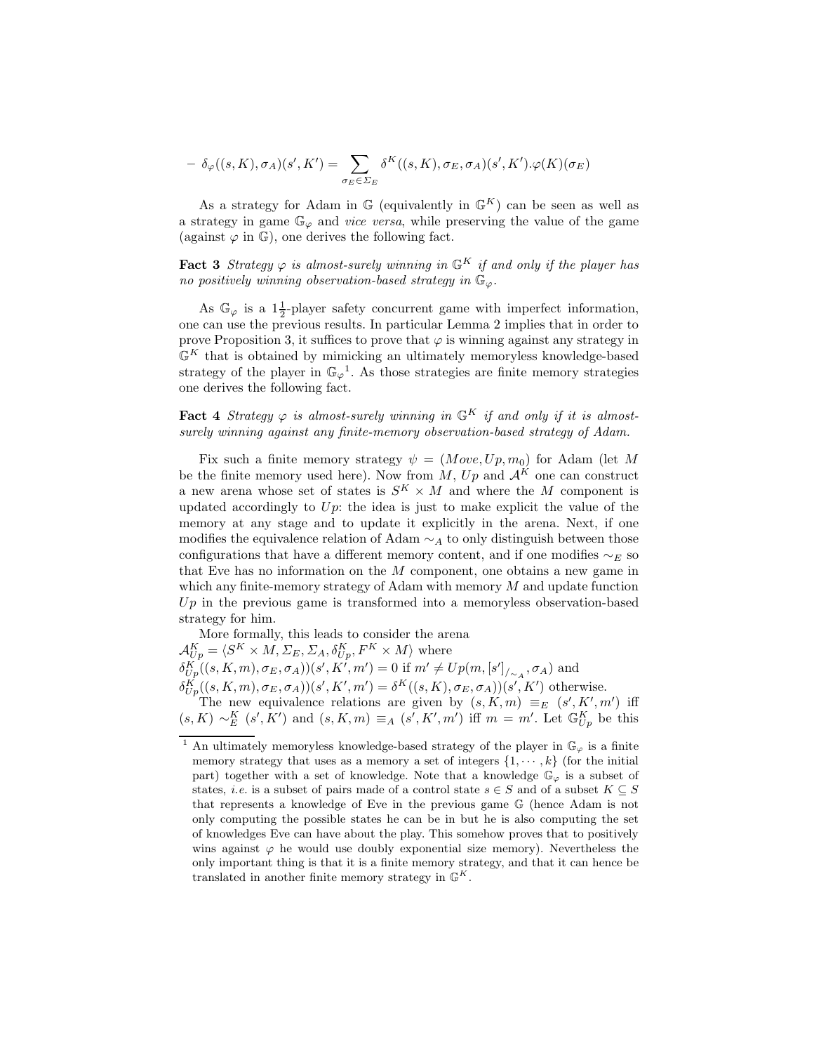– $\delta_\varphi((s,K),\sigma_A)(s',K') = \sum_{\sigma_E \in \Sigma_E} \delta^K((s,K),\sigma_E,\sigma_A)(s',K').\varphi(K)(\sigma_E)$

As a strategy for Adam in $\mathbb{G}$ (equivalently in $\mathbb{G}^K$) can be seen as well as a strategy in game $\mathbb{G}_\varphi$ and *vice versa*, while preserving the value of the game (against $\varphi$ in $\mathbb{G}$), one derives the following fact.

**Fact 3** *Strategy $\varphi$ is almost-surely winning in $\mathbb{G}^K$ if and only if the player has no positively winning observation-based strategy in $\mathbb{G}_\varphi$.*

As $\mathbb{G}_\varphi$ is a $1\frac{1}{2}$-player safety concurrent game with imperfect information, one can use the previous results. In particular Lemma 2 implies that in order to prove Proposition 3, it suffices to prove that $\varphi$ is winning against any strategy in $\mathbb{G}^K$ that is obtained by mimicking an ultimately memoryless knowledge-based strategy of the player in $\mathbb{G}_\varphi$[1]. As those strategies are finite memory strategies one derives the following fact.

**Fact 4** *Strategy $\varphi$ is almost-surely winning in $\mathbb{G}^K$ if and only if it is almost-surely winning against any finite-memory observation-based strategy of Adam.*

Fix such a finite memory strategy $\psi = (Move, Up, m_0)$ for Adam (let $M$ be the finite memory used here). Now from $M$, $Up$ and $\mathcal{A}^K$ one can construct a new arena whose set of states is $S^K \times M$ and where the $M$ component is updated accordingly to $Up$: the idea is just to make explicit the value of the memory at any stage and to update it explicitly in the arena. Next, if one modifies the equivalence relation of Adam $\sim_A$ to only distinguish between those configurations that have a different memory content, and if one modifies $\sim_E$ so that Eve has no information on the $M$ component, one obtains a new game in which any finite-memory strategy of Adam with memory $M$ and update function $Up$ in the previous game is transformed into a memoryless observation-based strategy for him.

More formally, this leads to consider the arena
$\mathcal{A}^K_{Up} = \langle S^K \times M, \Sigma_E, \Sigma_A, \delta^K_{Up}, F^K \times M \rangle$ where
$\delta^K_{Up}((s,K,m),\sigma_E,\sigma_A))(s',K',m') = 0$ if $m' \neq Up(m, [s']_{/\sim_A}, \sigma_A)$ and
$\delta^K_{Up}((s,K,m),\sigma_E,\sigma_A))(s',K',m') = \delta^K((s,K),\sigma_E,\sigma_A))(s',K')$ otherwise.

The new equivalence relations are given by $(s,K,m) \equiv_E (s',K',m')$ iff $(s,K) \sim^K_E (s',K')$ and $(s,K,m) \equiv_A (s',K',m')$ iff $m = m'$. Let $\mathbb{G}^K_{Up}$ be this

[1] An ultimately memoryless knowledge-based strategy of the player in $\mathbb{G}_\varphi$ is a finite memory strategy that uses as a memory a set of integers $\{1, \cdots, k\}$ (for the initial part) together with a set of knowledge. Note that a knowledge $\mathbb{G}_\varphi$ is a subset of states, *i.e.* is a subset of pairs made of a control state $s \in S$ and of a subset $K \subseteq S$ that represents a knowledge of Eve in the previous game $\mathbb{G}$ (hence Adam is not only computing the possible states he can be in but he is also computing the set of knowledges Eve can have about the play. This somehow proves that to positively wins against $\varphi$ he would use doubly exponential size memory). Nevertheless the only important thing is that it is a finite memory strategy, and that it can hence be translated in another finite memory strategy in $\mathbb{G}^K$.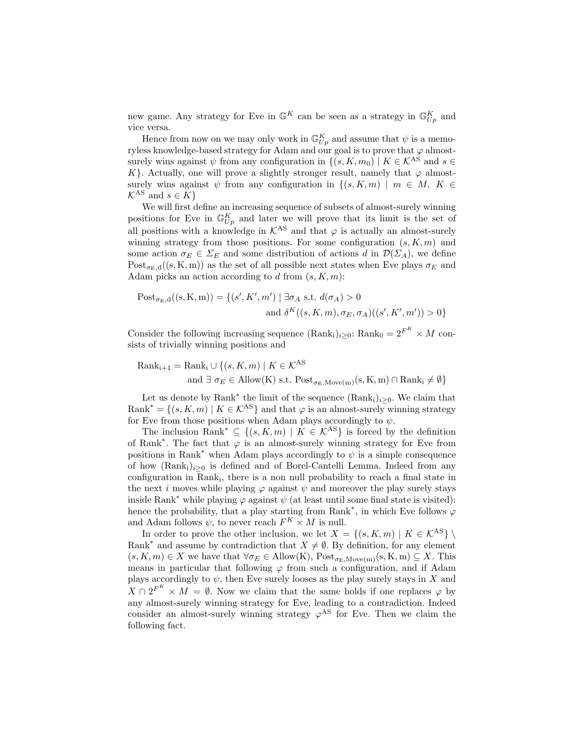new game. Any strategy for Eve in $\mathbb{G}^K$ can be seen as a strategy in $\mathbb{G}^K_{Up}$ and vice versa.

Hence from now on we may only work in $\mathbb{G}^K_{Up}$ and assume that $\psi$ is a memoryless knowledge-based strategy for Adam and our goal is to prove that $\varphi$ almost-surely wins against $\psi$ from any configuration in $\{(s, K, m_0) \mid K \in \mathcal{K}^{\mathrm{AS}}$ and $s \in K\}$. Actually, one will prove a slightly stronger result, namely that $\varphi$ almost-surely wins against $\psi$ from any configuration in $\{(s, K, m) \mid m \in M,\ K \in \mathcal{K}^{\mathrm{AS}}$ and $s \in K\}$

We will first define an increasing sequence of subsets of almost-surely winning positions for Eve in $\mathbb{G}^K_{Up}$ and later we will prove that its limit is the set of all positions with a knowledge in $\mathcal{K}^{\mathrm{AS}}$ and that $\varphi$ is actually an almost-surely winning strategy from those positions. For some configuration $(s, K, m)$ and some action $\sigma_E \in \Sigma_E$ and some distribution of actions $d$ in $\mathcal{D}(\Sigma_A)$, we define $\mathrm{Post}_{\sigma_E, d}((s, K, m))$ as the set of all possible next states when Eve plays $\sigma_E$ and Adam picks an action according to $d$ from $(s, K, m)$:

$$
\begin{aligned}
\mathrm{Post}_{\sigma_E,d}((s,K,m)) = \{(s', K', m') \mid \exists \sigma_A \text{ s.t. } & d(\sigma_A) > 0 \\
\text{and } & \delta^K((s, K, m), \sigma_E, \sigma_A)((s', K', m')) > 0\}
\end{aligned}
$$

Consider the following increasing sequence $(\mathrm{Rank_i})_{i\geq 0}$: $\mathrm{Rank}_0 = 2^{F^K} \times M$ consists of trivially winning positions and

$$
\begin{aligned}
\mathrm{Rank_{i+1}} = \mathrm{Rank_i} \cup \{(s, K, m) \mid & K \in \mathcal{K}^{\mathrm{AS}} \\
& \text{and } \exists\ \sigma_E \in \mathrm{Allow(K)} \text{ s.t. } \mathrm{Post}_{\sigma_E, \mathrm{Move(m)}}(\mathrm{s,K,m}) \cap \mathrm{Rank_i} \neq \emptyset\}
\end{aligned}
$$

Let us denote by $\mathrm{Rank}^*$ the limit of the sequence $(\mathrm{Rank_i})_{i\geq 0}$. We claim that $\mathrm{Rank}^* = \{(s, K, m) \mid K \in \mathcal{K}^{\mathrm{AS}}\}$ and that $\varphi$ is an almost-surely winning strategy for Eve from those positions when Adam plays accordingly to $\psi$.

The inclusion $\mathrm{Rank}^* \subseteq \{(s, K, m) \mid K \in \mathcal{K}^{\mathrm{AS}}\}$ is forced by the definition of $\mathrm{Rank}^*$. The fact that $\varphi$ is an almost-surely winning strategy for Eve from positions in $\mathrm{Rank}^*$ when Adam plays accordingly to $\psi$ is a simple consequence of how $(\mathrm{Rank_i})_{i\geq 0}$ is defined and of Borel-Cantelli Lemma. Indeed from any configuration in $\mathrm{Rank_i}$, there is a non null probability to reach a final state in the next $i$ moves while playing $\varphi$ against $\psi$ and moreover the play surely stays inside $\mathrm{Rank}^*$ while playing $\varphi$ against $\psi$ (at least until some final state is visited): hence the probability, that a play starting from $\mathrm{Rank}^*$, in which Eve follows $\varphi$ and Adam follows $\psi$, to never reach $F^K \times M$ is null.

In order to prove the other inclusion, we let $X = \{(s, K, m) \mid K \in \mathcal{K}^{\mathrm{AS}}\} \setminus \mathrm{Rank}^*$ and assume by contradiction that $X \neq \emptyset$. By definition, for any element $(s, K, m) \in X$ we have that $\forall \sigma_E \in \mathrm{Allow(K)}$, $\mathrm{Post}_{\sigma_E, \mathrm{Move(m)}}(\mathrm{s,K,m}) \subseteq X$. This means in particular that following $\varphi$ from such a configuration, and if Adam plays accordingly to $\psi$, then Eve surely looses as the play surely stays in $X$ and $X \cap 2^{F^K} \times M = \emptyset$. Now we claim that the same holds if one replaces $\varphi$ by any almost-surely winning strategy for Eve, leading to a contradiction. Indeed consider an almost-surely winning strategy $\varphi^{\mathrm{AS}}$ for Eve. Then we claim the following fact.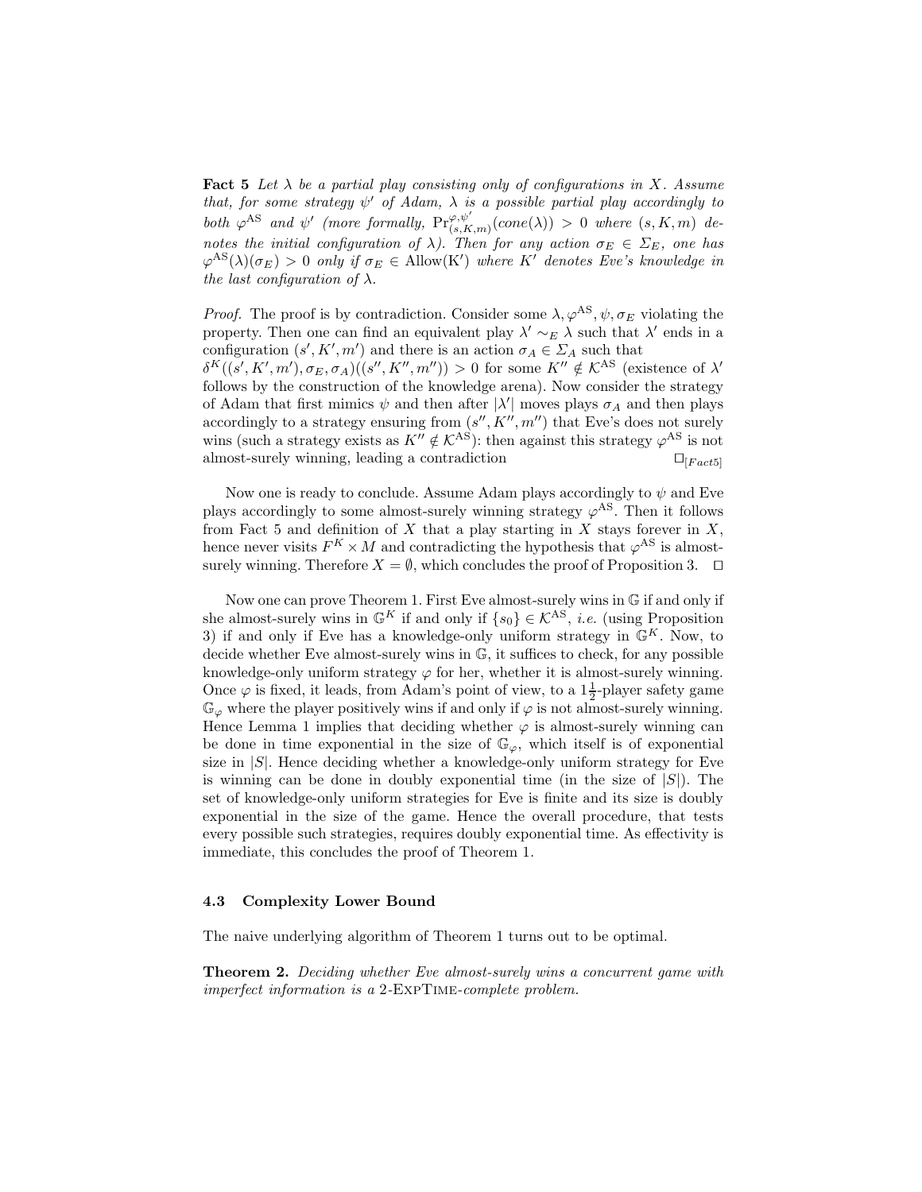**Fact 5** *Let $\lambda$ be a partial play consisting only of configurations in $X$. Assume that, for some strategy $\psi'$ of Adam, $\lambda$ is a possible partial play accordingly to both $\varphi^{\mathrm{AS}}$ and $\psi'$ (more formally, $\Pr^{\varphi,\psi'}_{(s,K,m)}(cone(\lambda)) > 0$ where $(s, K, m)$ denotes the initial configuration of $\lambda$). Then for any action $\sigma_E \in \Sigma_E$, one has $\varphi^{\mathrm{AS}}(\lambda)(\sigma_E) > 0$ only if $\sigma_E \in \mathrm{Allow(K')}$ where $K'$ denotes Eve's knowledge in the last configuration of $\lambda$.*

*Proof.* The proof is by contradiction. Consider some $\lambda, \varphi^{\mathrm{AS}}, \psi, \sigma_E$ violating the property. Then one can find an equivalent play $\lambda' \sim_E \lambda$ such that $\lambda'$ ends in a configuration $(s', K', m')$ and there is an action $\sigma_A \in \Sigma_A$ such that $\delta^K((s', K', m'), \sigma_E, \sigma_A)((s'', K'', m'')) > 0$ for some $K'' \notin \mathcal{K}^{\mathrm{AS}}$ (existence of $\lambda'$ follows by the construction of the knowledge arena). Now consider the strategy of Adam that first mimics $\psi$ and then after $|\lambda'|$ moves plays $\sigma_A$ and then plays accordingly to a strategy ensuring from $(s'', K'', m'')$ that Eve's does not surely wins (such a strategy exists as $K'' \notin \mathcal{K}^{\mathrm{AS}}$): then against this strategy $\varphi^{\mathrm{AS}}$ is not almost-surely winning, leading a contradiction $\square_{[Fact5]}$

Now one is ready to conclude. Assume Adam plays accordingly to $\psi$ and Eve plays accordingly to some almost-surely winning strategy $\varphi^{\mathrm{AS}}$. Then it follows from Fact 5 and definition of $X$ that a play starting in $X$ stays forever in $X$, hence never visits $F^K \times M$ and contradicting the hypothesis that $\varphi^{\mathrm{AS}}$ is almost-surely winning. Therefore $X = \emptyset$, which concludes the proof of Proposition 3. $\square$

Now one can prove Theorem 1. First Eve almost-surely wins in $\mathbb{G}$ if and only if she almost-surely wins in $\mathbb{G}^K$ if and only if $\{s_0\} \in \mathcal{K}^{\mathrm{AS}}$, *i.e.* (using Proposition 3) if and only if Eve has a knowledge-only uniform strategy in $\mathbb{G}^K$. Now, to decide whether Eve almost-surely wins in $\mathbb{G}$, it suffices to check, for any possible knowledge-only uniform strategy $\varphi$ for her, whether it is almost-surely winning. Once $\varphi$ is fixed, it leads, from Adam's point of view, to a $1\frac{1}{2}$-player safety game $\mathbb{G}_\varphi$ where the player positively wins if and only if $\varphi$ is not almost-surely winning. Hence Lemma 1 implies that deciding whether $\varphi$ is almost-surely winning can be done in time exponential in the size of $\mathbb{G}_\varphi$, which itself is of exponential size in $|S|$. Hence deciding whether a knowledge-only uniform strategy for Eve is winning can be done in doubly exponential time (in the size of $|S|$). The set of knowledge-only uniform strategies for Eve is finite and its size is doubly exponential in the size of the game. Hence the overall procedure, that tests every possible such strategies, requires doubly exponential time. As effectivity is immediate, this concludes the proof of Theorem 1.

### 4.3 Complexity Lower Bound

The naive underlying algorithm of Theorem 1 turns out to be optimal.

**Theorem 2.** *Deciding whether Eve almost-surely wins a concurrent game with imperfect information is a 2-ExpTime-complete problem.*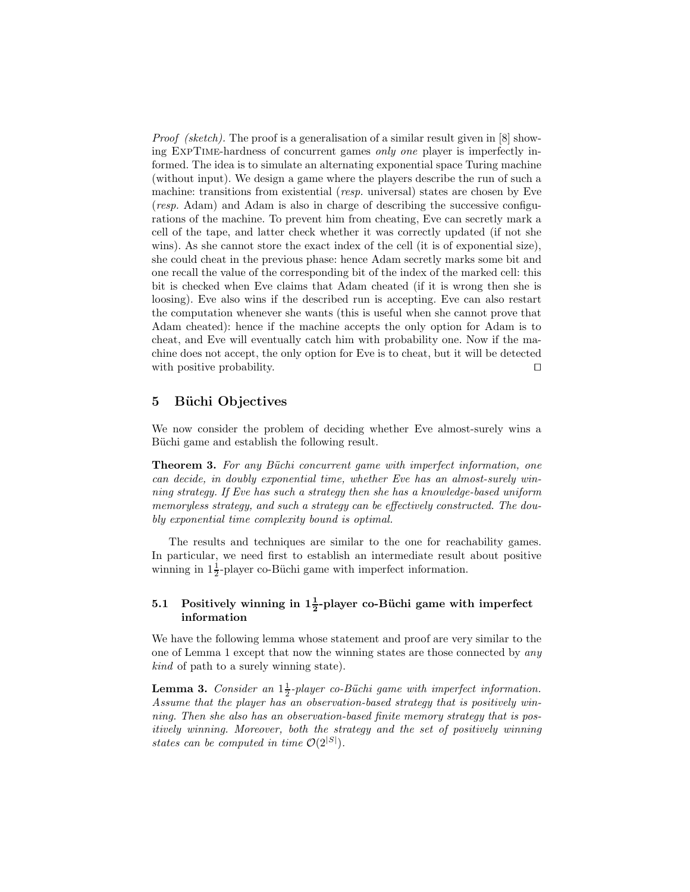*Proof (sketch).* The proof is a generalisation of a similar result given in [8] showing EXPTIME-hardness of concurrent games *only one* player is imperfectly informed. The idea is to simulate an alternating exponential space Turing machine (without input). We design a game where the players describe the run of such a machine: transitions from existential (*resp.* universal) states are chosen by Eve (*resp.* Adam) and Adam is also in charge of describing the successive configurations of the machine. To prevent him from cheating, Eve can secretly mark a cell of the tape, and latter check whether it was correctly updated (if not she wins). As she cannot store the exact index of the cell (it is of exponential size), she could cheat in the previous phase: hence Adam secretly marks some bit and one recall the value of the corresponding bit of the index of the marked cell: this bit is checked when Eve claims that Adam cheated (if it is wrong then she is loosing). Eve also wins if the described run is accepting. Eve can also restart the computation whenever she wants (this is useful when she cannot prove that Adam cheated): hence if the machine accepts the only option for Adam is to cheat, and Eve will eventually catch him with probability one. Now if the machine does not accept, the only option for Eve is to cheat, but it will be detected with positive probability. ◻

## 5 Büchi Objectives

We now consider the problem of deciding whether Eve almost-surely wins a Büchi game and establish the following result.

**Theorem 3.** *For any Büchi concurrent game with imperfect information, one can decide, in doubly exponential time, whether Eve has an almost-surely winning strategy. If Eve has such a strategy then she has a knowledge-based uniform memoryless strategy, and such a strategy can be effectively constructed. The doubly exponential time complexity bound is optimal.*

The results and techniques are similar to the one for reachability games. In particular, we need first to establish an intermediate result about positive winning in $1\frac{1}{2}$-player co-Büchi game with imperfect information.

### 5.1 Positively winning in $1\frac{1}{2}$-player co-Büchi game with imperfect information

We have the following lemma whose statement and proof are very similar to the one of Lemma 1 except that now the winning states are those connected by *any kind* of path to a surely winning state).

**Lemma 3.** *Consider an $1\frac{1}{2}$-player co-Büchi game with imperfect information. Assume that the player has an observation-based strategy that is positively winning. Then she also has an observation-based finite memory strategy that is positively winning. Moreover, both the strategy and the set of positively winning states can be computed in time $\mathcal{O}(2^{|S|})$.*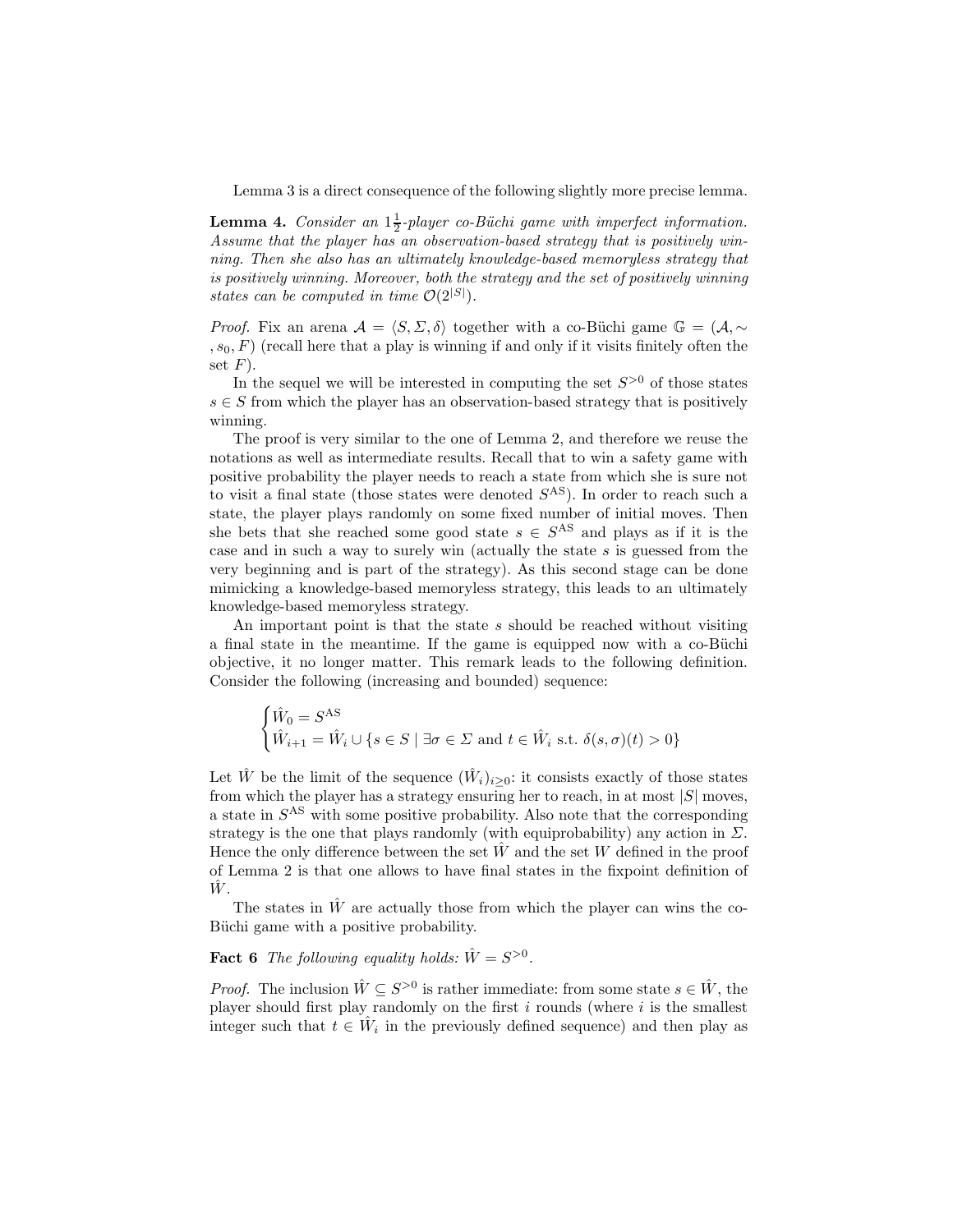Lemma 3 is a direct consequence of the following slightly more precise lemma.

**Lemma 4.** *Consider an $1\frac{1}{2}$-player co-Büchi game with imperfect information. Assume that the player has an observation-based strategy that is positively winning. Then she also has an ultimately knowledge-based memoryless strategy that is positively winning. Moreover, both the strategy and the set of positively winning states can be computed in time $\mathcal{O}(2^{|S|})$.*

*Proof.* Fix an arena $\mathcal{A} = \langle S, \Sigma, \delta \rangle$ together with a co-Büchi game $\mathbb{G} = (\mathcal{A}, \sim, s_0, F)$ (recall here that a play is winning if and only if it visits finitely often the set $F$).

In the sequel we will be interested in computing the set $S^{>0}$ of those states $s \in S$ from which the player has an observation-based strategy that is positively winning.

The proof is very similar to the one of Lemma 2, and therefore we reuse the notations as well as intermediate results. Recall that to win a safety game with positive probability the player needs to reach a state from which she is sure not to visit a final state (those states were denoted $S^{\mathrm{AS}}$). In order to reach such a state, the player plays randomly on some fixed number of initial moves. Then she bets that she reached some good state $s \in S^{\mathrm{AS}}$ and plays as if it is the case and in such a way to surely win (actually the state $s$ is guessed from the very beginning and is part of the strategy). As this second stage can be done mimicking a knowledge-based memoryless strategy, this leads to an ultimately knowledge-based memoryless strategy.

An important point is that the state $s$ should be reached without visiting a final state in the meantime. If the game is equipped now with a co-Büchi objective, it no longer matter. This remark leads to the following definition. Consider the following (increasing and bounded) sequence:

$$\begin{cases} \hat{W}_0 = S^{\mathrm{AS}} \\ \hat{W}_{i+1} = \hat{W}_i \cup \{s \in S \mid \exists \sigma \in \Sigma \text{ and } t \in \hat{W}_i \text{ s.t. } \delta(s,\sigma)(t) > 0\} \end{cases}$$

Let $\hat{W}$ be the limit of the sequence $(\hat{W}_i)_{i \geq 0}$: it consists exactly of those states from which the player has a strategy ensuring her to reach, in at most $|S|$ moves, a state in $S^{\mathrm{AS}}$ with some positive probability. Also note that the corresponding strategy is the one that plays randomly (with equiprobability) any action in $\Sigma$. Hence the only difference between the set $\hat{W}$ and the set $W$ defined in the proof of Lemma 2 is that one allows to have final states in the fixpoint definition of $\hat{W}$.

The states in $\hat{W}$ are actually those from which the player can wins the co-Büchi game with a positive probability.

**Fact 6** *The following equality holds: $\hat{W} = S^{>0}$.*

*Proof.* The inclusion $\hat{W} \subseteq S^{>0}$ is rather immediate: from some state $s \in \hat{W}$, the player should first play randomly on the first $i$ rounds (where $i$ is the smallest integer such that $t \in \hat{W}_i$ in the previously defined sequence) and then play as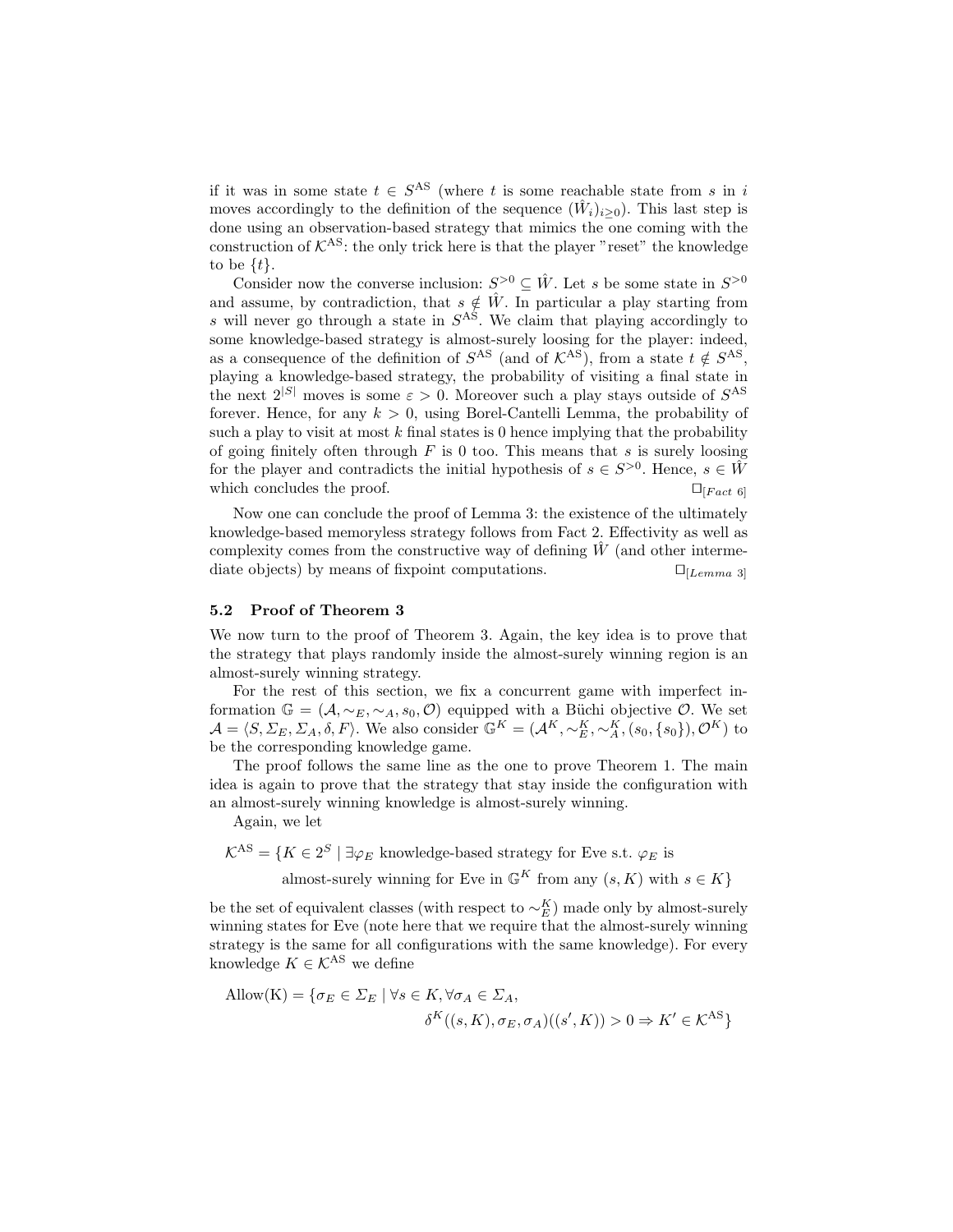if it was in some state $t \in S^{\mathrm{AS}}$ (where $t$ is some reachable state from $s$ in $i$ moves accordingly to the definition of the sequence $(\hat{W}_i)_{i \geq 0}$). This last step is done using an observation-based strategy that mimics the one coming with the construction of $\mathcal{K}^{\mathrm{AS}}$: the only trick here is that the player "reset" the knowledge to be $\{t\}$.

Consider now the converse inclusion: $S^{>0} \subseteq \hat{W}$. Let $s$ be some state in $S^{>0}$ and assume, by contradiction, that $s \notin \hat{W}$. In particular a play starting from $s$ will never go through a state in $S^{\mathrm{AS}}$. We claim that playing accordingly to some knowledge-based strategy is almost-surely loosing for the player: indeed, as a consequence of the definition of $S^{\mathrm{AS}}$ (and of $\mathcal{K}^{\mathrm{AS}}$), from a state $t \notin S^{\mathrm{AS}}$, playing a knowledge-based strategy, the probability of visiting a final state in the next $2^{|S|}$ moves is some $\varepsilon > 0$. Moreover such a play stays outside of $S^{\mathrm{AS}}$ forever. Hence, for any $k > 0$, using Borel-Cantelli Lemma, the probability of such a play to visit at most $k$ final states is 0 hence implying that the probability of going finitely often through $F$ is 0 too. This means that $s$ is surely loosing for the player and contradicts the initial hypothesis of $s \in S^{>0}$. Hence, $s \in \hat{W}$ which concludes the proof. $\square_{[Fact\ 6]}$

Now one can conclude the proof of Lemma 3: the existence of the ultimately knowledge-based memoryless strategy follows from Fact 2. Effectivity as well as complexity comes from the constructive way of defining $\hat{W}$ (and other intermediate objects) by means of fixpoint computations. $\square_{[Lemma\ 3]}$

### 5.2 Proof of Theorem 3

We now turn to the proof of Theorem 3. Again, the key idea is to prove that the strategy that plays randomly inside the almost-surely winning region is an almost-surely winning strategy.

For the rest of this section, we fix a concurrent game with imperfect information $\mathbb{G} = (\mathcal{A}, \sim_E, \sim_A, s_0, \mathcal{O})$ equipped with a Büchi objective $\mathcal{O}$. We set $\mathcal{A} = \langle S, \Sigma_E, \Sigma_A, \delta, F \rangle$. We also consider $\mathbb{G}^K = (\mathcal{A}^K, \sim_E^K, \sim_A^K, (s_0, \{s_0\}), \mathcal{O}^K)$ to be the corresponding knowledge game.

The proof follows the same line as the one to prove Theorem 1. The main idea is again to prove that the strategy that stay inside the configuration with an almost-surely winning knowledge is almost-surely winning.

Again, we let

$$\mathcal{K}^{\mathrm{AS}} = \{K \in 2^S \mid \exists \varphi_E \text{ knowledge-based strategy for Eve s.t. } \varphi_E \text{ is almost-surely winning for Eve in } \mathbb{G}^K \text{ from any } (s, K) \text{ with } s \in K\}$$

be the set of equivalent classes (with respect to $\sim_E^K$) made only by almost-surely winning states for Eve (note here that we require that the almost-surely winning strategy is the same for all configurations with the same knowledge). For every knowledge $K \in \mathcal{K}^{\mathrm{AS}}$ we define

$$\mathrm{Allow(K)} = \{\sigma_E \in \Sigma_E \mid \forall s \in K, \forall \sigma_A \in \Sigma_A, \delta^K((s, K), \sigma_E, \sigma_A)((s', K)) > 0 \Rightarrow K' \in \mathcal{K}^{\mathrm{AS}}\}$$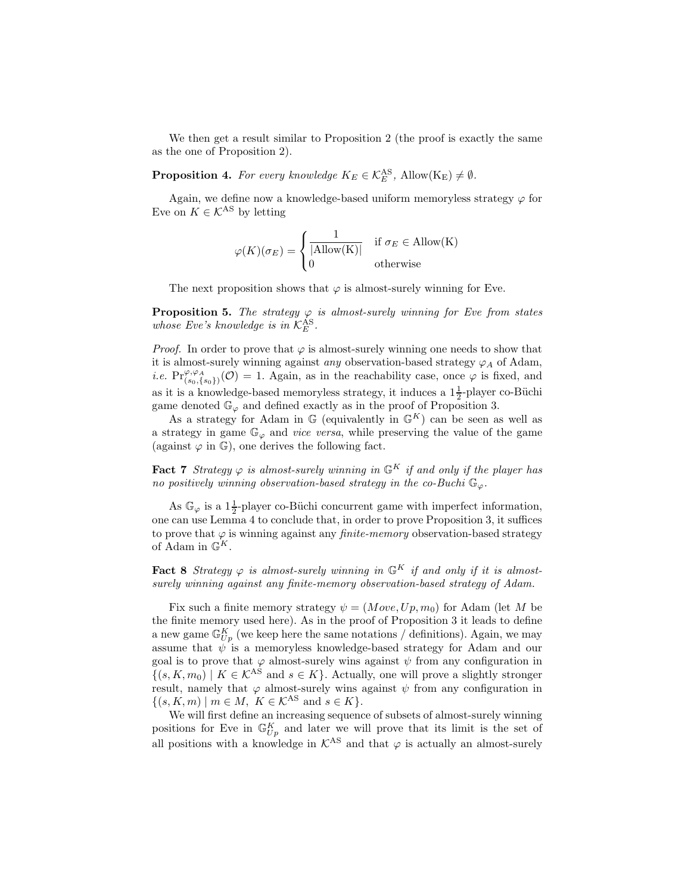We then get a result similar to Proposition 2 (the proof is exactly the same as the one of Proposition 2).

**Proposition 4.** *For every knowledge $K_E \in \mathcal{K}_E^{\mathrm{AS}}$, $\mathrm{Allow}(\mathrm{K_E}) \neq \emptyset$.*

Again, we define now a knowledge-based uniform memoryless strategy $\varphi$ for Eve on $K \in \mathcal{K}^{\mathrm{AS}}$ by letting

$$\varphi(K)(\sigma_E) = \begin{cases} \dfrac{1}{|\mathrm{Allow(K)}|} & \text{if } \sigma_E \in \mathrm{Allow(K)} \\ 0 & \text{otherwise} \end{cases}$$

The next proposition shows that $\varphi$ is almost-surely winning for Eve.

**Proposition 5.** *The strategy $\varphi$ is almost-surely winning for Eve from states whose Eve's knowledge is in $\mathcal{K}_E^{\mathrm{AS}}$.*

*Proof.* In order to prove that $\varphi$ is almost-surely winning one needs to show that it is almost-surely winning against *any* observation-based strategy $\varphi_A$ of Adam, *i.e.* $\Pr_{(s_0,\{s_0\})}^{\varphi,\varphi_A}(\mathcal{O}) = 1$. Again, as in the reachability case, once $\varphi$ is fixed, and as it is a knowledge-based memoryless strategy, it induces a $1\frac{1}{2}$-player co-Büchi game denoted $\mathbb{G}_\varphi$ and defined exactly as in the proof of Proposition 3.

As a strategy for Adam in $\mathbb{G}$ (equivalently in $\mathbb{G}^K$) can be seen as well as a strategy in game $\mathbb{G}_\varphi$ and *vice versa*, while preserving the value of the game (against $\varphi$ in $\mathbb{G}$), one derives the following fact.

**Fact 7** *Strategy $\varphi$ is almost-surely winning in $\mathbb{G}^K$ if and only if the player has no positively winning observation-based strategy in the co-Buchi $\mathbb{G}_\varphi$.*

As $\mathbb{G}_\varphi$ is a $1\frac{1}{2}$-player co-Büchi concurrent game with imperfect information, one can use Lemma 4 to conclude that, in order to prove Proposition 3, it suffices to prove that $\varphi$ is winning against any *finite-memory* observation-based strategy of Adam in $\mathbb{G}^K$.

**Fact 8** *Strategy $\varphi$ is almost-surely winning in $\mathbb{G}^K$ if and only if it is almost-surely winning against any finite-memory observation-based strategy of Adam.*

Fix such a finite memory strategy $\psi = (Move, Up, m_0)$ for Adam (let $M$ be the finite memory used here). As in the proof of Proposition 3 it leads to define a new game $\mathbb{G}_{Up}^K$ (we keep here the same notations / definitions). Again, we may assume that $\psi$ is a memoryless knowledge-based strategy for Adam and our goal is to prove that $\varphi$ almost-surely wins against $\psi$ from any configuration in $\{(s, K, m_0) \mid K \in \mathcal{K}^{\mathrm{AS}} \text{ and } s \in K\}$. Actually, one will prove a slightly stronger result, namely that $\varphi$ almost-surely wins against $\psi$ from any configuration in $\{(s, K, m) \mid m \in M,\ K \in \mathcal{K}^{\mathrm{AS}} \text{ and } s \in K\}$.

We will first define an increasing sequence of subsets of almost-surely winning positions for Eve in $\mathbb{G}_{Up}^K$ and later we will prove that its limit is the set of all positions with a knowledge in $\mathcal{K}^{\mathrm{AS}}$ and that $\varphi$ is actually an almost-surely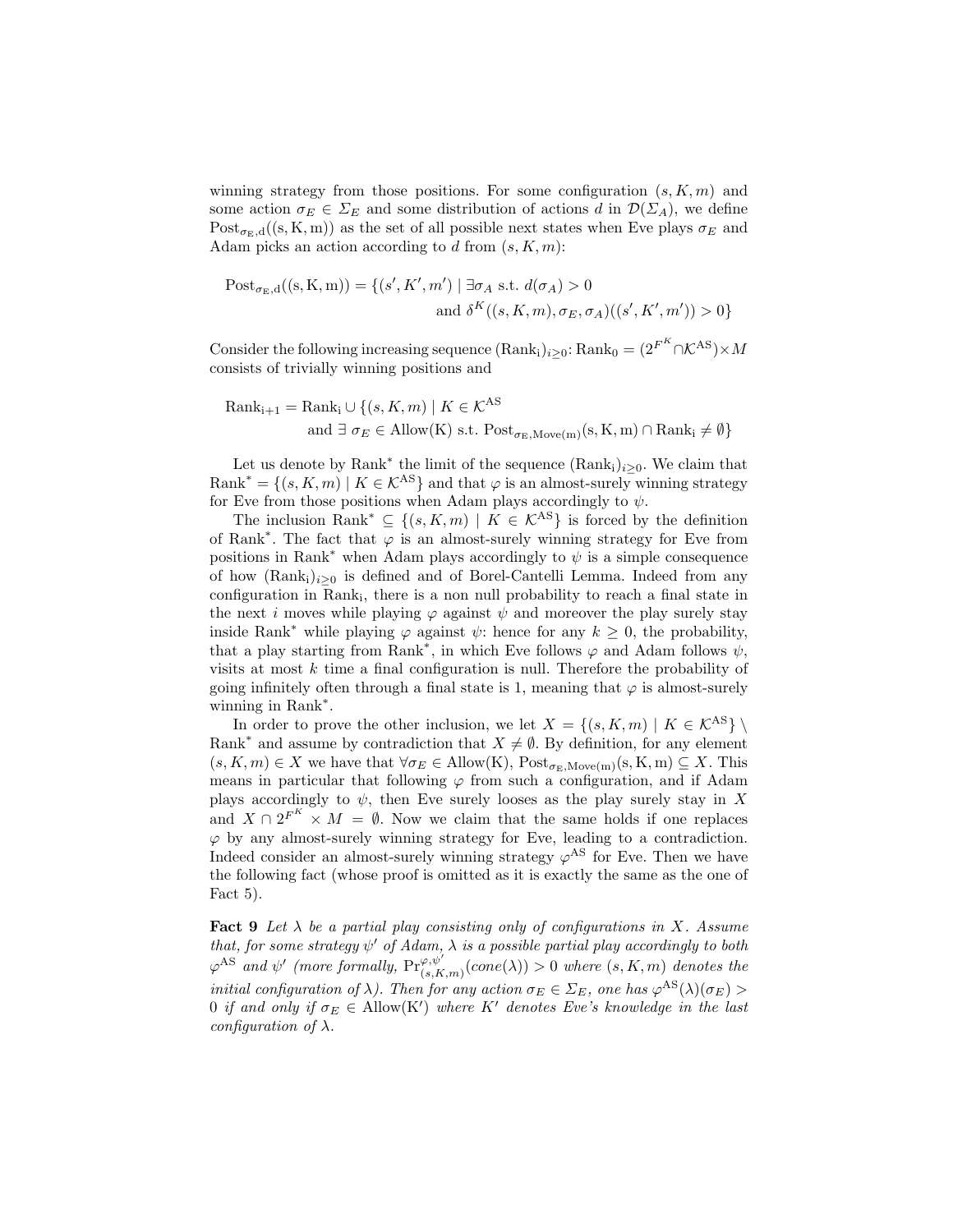winning strategy from those positions. For some configuration $(s, K, m)$ and some action $\sigma_E \in \Sigma_E$ and some distribution of actions $d$ in $\mathcal{D}(\Sigma_A)$, we define $\mathrm{Post}_{\sigma_E,d}((s,K,m))$ as the set of all possible next states when Eve plays $\sigma_E$ and Adam picks an action according to $d$ from $(s, K, m)$:

$$\mathrm{Post}_{\sigma_E,d}((s,K,m)) = \{(s', K', m') \mid \exists \sigma_A \text{ s.t. } d(\sigma_A) > 0 \\ \text{and } \delta^K((s, K, m), \sigma_E, \sigma_A)((s', K', m')) > 0\}$$

Consider the following increasing sequence $(\mathrm{Rank_i})_{i \geq 0}$: $\mathrm{Rank_0} = (2^{F^K} \cap \mathcal{K}^{\mathrm{AS}}) \times M$ consists of trivially winning positions and

$$\mathrm{Rank_{i+1}} = \mathrm{Rank_i} \cup \{(s, K, m) \mid K \in \mathcal{K}^{\mathrm{AS}} \\ \text{and } \exists\ \sigma_E \in \mathrm{Allow(K)} \text{ s.t. } \mathrm{Post}_{\sigma_E,\mathrm{Move(m)}}(\mathrm{s,K,m}) \cap \mathrm{Rank_i} \neq \emptyset\}$$

Let us denote by $\mathrm{Rank}^*$ the limit of the sequence $(\mathrm{Rank_i})_{i \geq 0}$. We claim that $\mathrm{Rank}^* = \{(s, K, m) \mid K \in \mathcal{K}^{\mathrm{AS}}\}$ and that $\varphi$ is an almost-surely winning strategy for Eve from those positions when Adam plays accordingly to $\psi$.

The inclusion $\mathrm{Rank}^* \subseteq \{(s, K, m) \mid K \in \mathcal{K}^{\mathrm{AS}}\}$ is forced by the definition of $\mathrm{Rank}^*$. The fact that $\varphi$ is an almost-surely winning strategy for Eve from positions in $\mathrm{Rank}^*$ when Adam plays accordingly to $\psi$ is a simple consequence of how $(\mathrm{Rank_i})_{i \geq 0}$ is defined and of Borel-Cantelli Lemma. Indeed from any configuration in $\mathrm{Rank_i}$, there is a non null probability to reach a final state in the next $i$ moves while playing $\varphi$ against $\psi$ and moreover the play surely stay inside $\mathrm{Rank}^*$ while playing $\varphi$ against $\psi$: hence for any $k \geq 0$, the probability, that a play starting from $\mathrm{Rank}^*$, in which Eve follows $\varphi$ and Adam follows $\psi$, visits at most $k$ time a final configuration is null. Therefore the probability of going infinitely often through a final state is 1, meaning that $\varphi$ is almost-surely winning in $\mathrm{Rank}^*$.

In order to prove the other inclusion, we let $X = \{(s, K, m) \mid K \in \mathcal{K}^{\mathrm{AS}}\} \setminus \mathrm{Rank}^*$ and assume by contradiction that $X \neq \emptyset$. By definition, for any element $(s, K, m) \in X$ we have that $\forall \sigma_E \in \mathrm{Allow(K)}$, $\mathrm{Post}_{\sigma_E,\mathrm{Move(m)}}(\mathrm{s,K,m}) \subseteq X$. This means in particular that following $\varphi$ from such a configuration, and if Adam plays accordingly to $\psi$, then Eve surely looses as the play surely stay in $X$ and $X \cap 2^{F^K} \times M = \emptyset$. Now we claim that the same holds if one replaces $\varphi$ by any almost-surely winning strategy for Eve, leading to a contradiction. Indeed consider an almost-surely winning strategy $\varphi^{\mathrm{AS}}$ for Eve. Then we have the following fact (whose proof is omitted as it is exactly the same as the one of Fact 5).

**Fact 9** *Let $\lambda$ be a partial play consisting only of configurations in $X$. Assume that, for some strategy $\psi'$ of Adam, $\lambda$ is a possible partial play accordingly to both $\varphi^{\mathrm{AS}}$ and $\psi'$ (more formally, $\mathrm{Pr}^{\varphi,\psi'}_{(s,K,m)}(cone(\lambda)) > 0$ where $(s, K, m)$ denotes the initial configuration of $\lambda$). Then for any action $\sigma_E \in \Sigma_E$, one has $\varphi^{\mathrm{AS}}(\lambda)(\sigma_E) > 0$ if and only if $\sigma_E \in \mathrm{Allow(K')}$ where $K'$ denotes Eve's knowledge in the last configuration of $\lambda$.*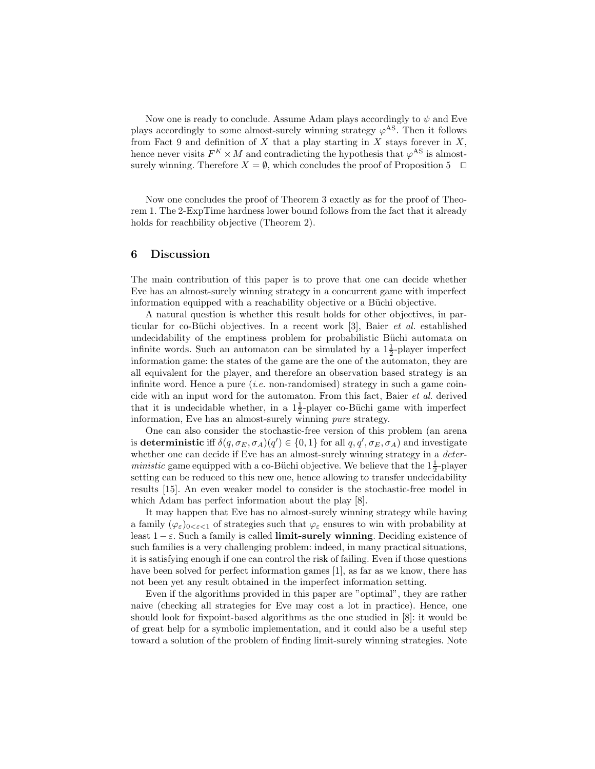Now one is ready to conclude. Assume Adam plays accordingly to $\psi$ and Eve plays accordingly to some almost-surely winning strategy $\varphi^{\text{AS}}$. Then it follows from Fact 9 and definition of $X$ that a play starting in $X$ stays forever in $X$, hence never visits $F^K \times M$ and contradicting the hypothesis that $\varphi^{\text{AS}}$ is almost-surely winning. Therefore $X = \emptyset$, which concludes the proof of Proposition 5 $\quad\square$

Now one concludes the proof of Theorem 3 exactly as for the proof of Theorem 1. The 2-ExpTime hardness lower bound follows from the fact that it already holds for reachbility objective (Theorem 2).

## 6 Discussion

The main contribution of this paper is to prove that one can decide whether Eve has an almost-surely winning strategy in a concurrent game with imperfect information equipped with a reachability objective or a Büchi objective.

A natural question is whether this result holds for other objectives, in particular for co-Büchi objectives. In a recent work [3], Baier *et al.* established undecidability of the emptiness problem for probabilistic Büchi automata on infinite words. Such an automaton can be simulated by a $1\frac{1}{2}$-player imperfect information game: the states of the game are the one of the automaton, they are all equivalent for the player, and therefore an observation based strategy is an infinite word. Hence a pure (*i.e.* non-randomised) strategy in such a game coincide with an input word for the automaton. From this fact, Baier *et al.* derived that it is undecidable whether, in a $1\frac{1}{2}$-player co-Büchi game with imperfect information, Eve has an almost-surely winning *pure* strategy.

One can also consider the stochastic-free version of this problem (an arena is **deterministic** iff $\delta(q, \sigma_E, \sigma_A)(q') \in \{0, 1\}$ for all $q, q', \sigma_E, \sigma_A$) and investigate whether one can decide if Eve has an almost-surely winning strategy in a *deterministic* game equipped with a co-Büchi objective. We believe that the $1\frac{1}{2}$-player setting can be reduced to this new one, hence allowing to transfer undecidability results [15]. An even weaker model to consider is the stochastic-free model in which Adam has perfect information about the play [8].

It may happen that Eve has no almost-surely winning strategy while having a family $(\varphi_\varepsilon)_{0<\varepsilon<1}$ of strategies such that $\varphi_\varepsilon$ ensures to win with probability at least $1 - \varepsilon$. Such a family is called **limit-surely winning**. Deciding existence of such families is a very challenging problem: indeed, in many practical situations, it is satisfying enough if one can control the risk of failing. Even if those questions have been solved for perfect information games [1], as far as we know, there has not been yet any result obtained in the imperfect information setting.

Even if the algorithms provided in this paper are "optimal", they are rather naive (checking all strategies for Eve may cost a lot in practice). Hence, one should look for fixpoint-based algorithms as the one studied in [8]: it would be of great help for a symbolic implementation, and it could also be a useful step toward a solution of the problem of finding limit-surely winning strategies. Note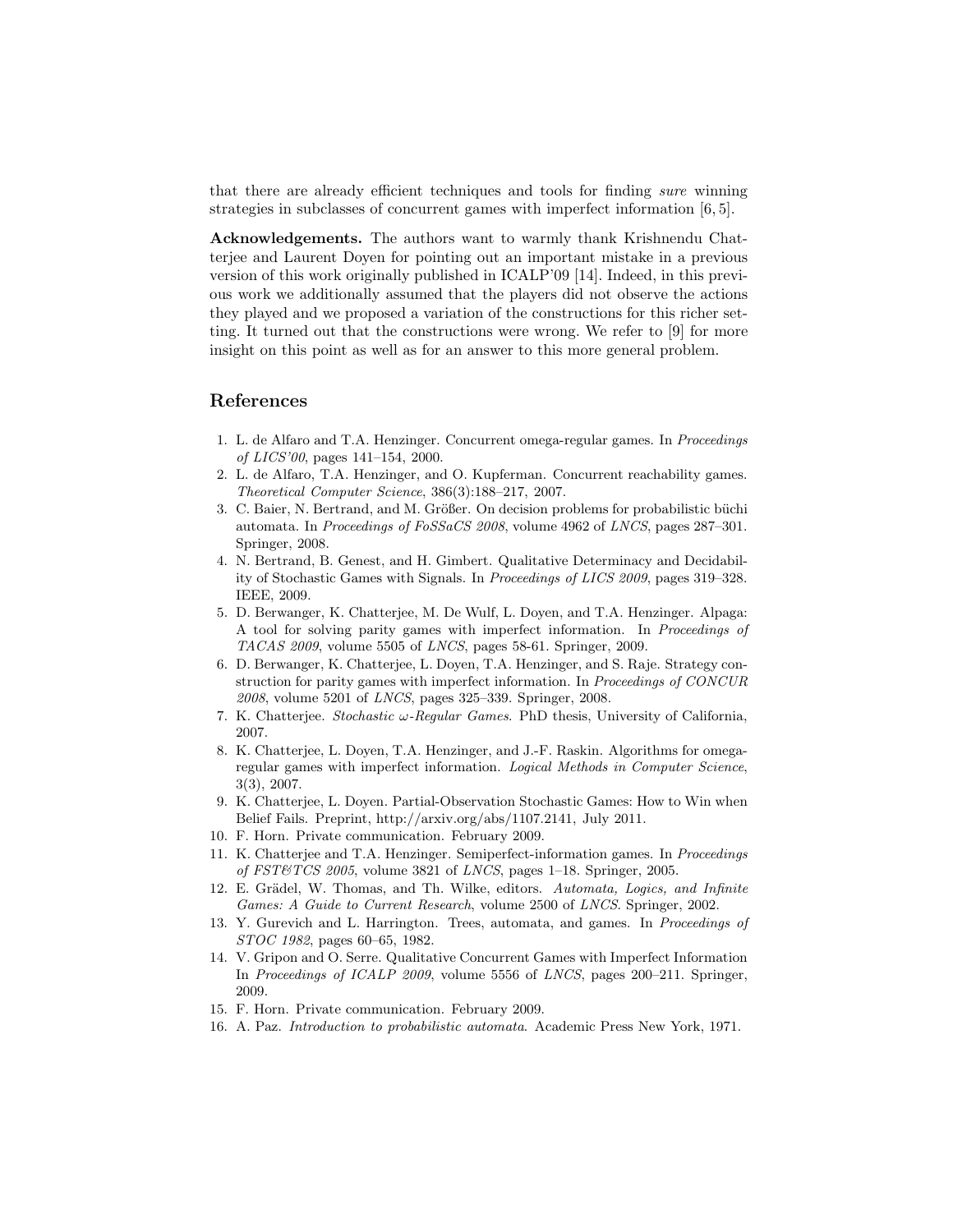that there are already efficient techniques and tools for finding *sure* winning strategies in subclasses of concurrent games with imperfect information [6, 5].

**Acknowledgements.** The authors want to warmly thank Krishnendu Chatterjee and Laurent Doyen for pointing out an important mistake in a previous version of this work originally published in ICALP'09 [14]. Indeed, in this previous work we additionally assumed that the players did not observe the actions they played and we proposed a variation of the constructions for this richer setting. It turned out that the constructions were wrong. We refer to [9] for more insight on this point as well as for an answer to this more general problem.

## References

1. L. de Alfaro and T.A. Henzinger. Concurrent omega-regular games. In *Proceedings of LICS'00*, pages 141–154, 2000.
2. L. de Alfaro, T.A. Henzinger, and O. Kupferman. Concurrent reachability games. *Theoretical Computer Science*, 386(3):188–217, 2007.
3. C. Baier, N. Bertrand, and M. Größer. On decision problems for probabilistic büchi automata. In *Proceedings of FoSSaCS 2008*, volume 4962 of *LNCS*, pages 287–301. Springer, 2008.
4. N. Bertrand, B. Genest, and H. Gimbert. Qualitative Determinacy and Decidability of Stochastic Games with Signals. In *Proceedings of LICS 2009*, pages 319–328. IEEE, 2009.
5. D. Berwanger, K. Chatterjee, M. De Wulf, L. Doyen, and T.A. Henzinger. Alpaga: A tool for solving parity games with imperfect information. In *Proceedings of TACAS 2009*, volume 5505 of *LNCS*, pages 58-61. Springer, 2009.
6. D. Berwanger, K. Chatterjee, L. Doyen, T.A. Henzinger, and S. Raje. Strategy construction for parity games with imperfect information. In *Proceedings of CONCUR 2008*, volume 5201 of *LNCS*, pages 325–339. Springer, 2008.
7. K. Chatterjee. *Stochastic ω-Regular Games*. PhD thesis, University of California, 2007.
8. K. Chatterjee, L. Doyen, T.A. Henzinger, and J.-F. Raskin. Algorithms for omega-regular games with imperfect information. *Logical Methods in Computer Science*, 3(3), 2007.
9. K. Chatterjee, L. Doyen. Partial-Observation Stochastic Games: How to Win when Belief Fails. Preprint, http://arxiv.org/abs/1107.2141, July 2011.
10. F. Horn. Private communication. February 2009.
11. K. Chatterjee and T.A. Henzinger. Semiperfect-information games. In *Proceedings of FST&TCS 2005*, volume 3821 of *LNCS*, pages 1–18. Springer, 2005.
12. E. Grädel, W. Thomas, and Th. Wilke, editors. *Automata, Logics, and Infinite Games: A Guide to Current Research*, volume 2500 of *LNCS*. Springer, 2002.
13. Y. Gurevich and L. Harrington. Trees, automata, and games. In *Proceedings of STOC 1982*, pages 60–65, 1982.
14. V. Gripon and O. Serre. Qualitative Concurrent Games with Imperfect Information In *Proceedings of ICALP 2009*, volume 5556 of *LNCS*, pages 200–211. Springer, 2009.
15. F. Horn. Private communication. February 2009.
16. A. Paz. *Introduction to probabilistic automata*. Academic Press New York, 1971.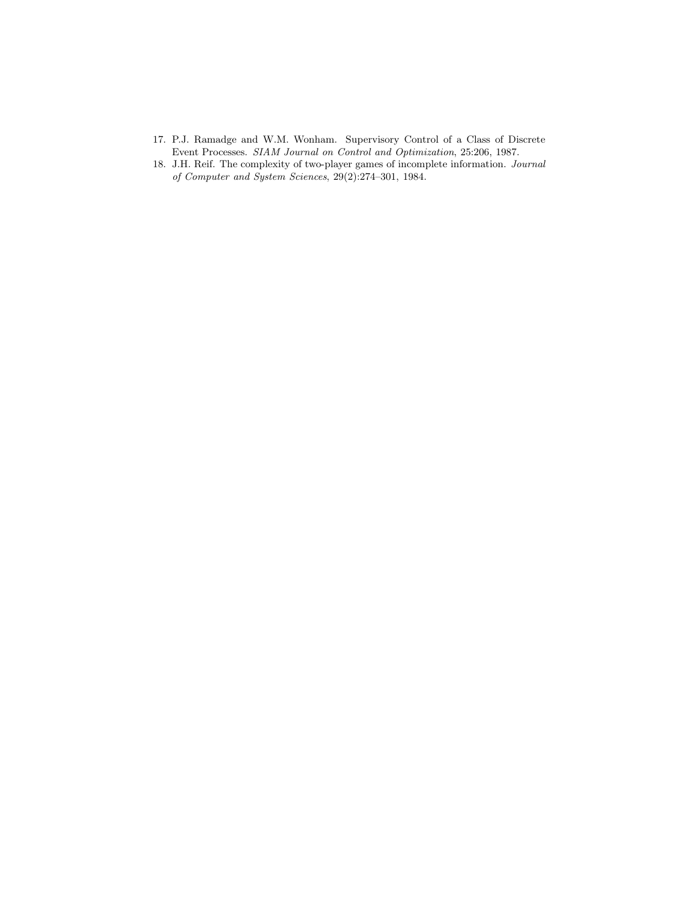17. P.J. Ramadge and W.M. Wonham. Supervisory Control of a Class of Discrete Event Processes. *SIAM Journal on Control and Optimization*, 25:206, 1987.
18. J.H. Reif. The complexity of two-player games of incomplete information. *Journal of Computer and System Sciences*, 29(2):274–301, 1984.